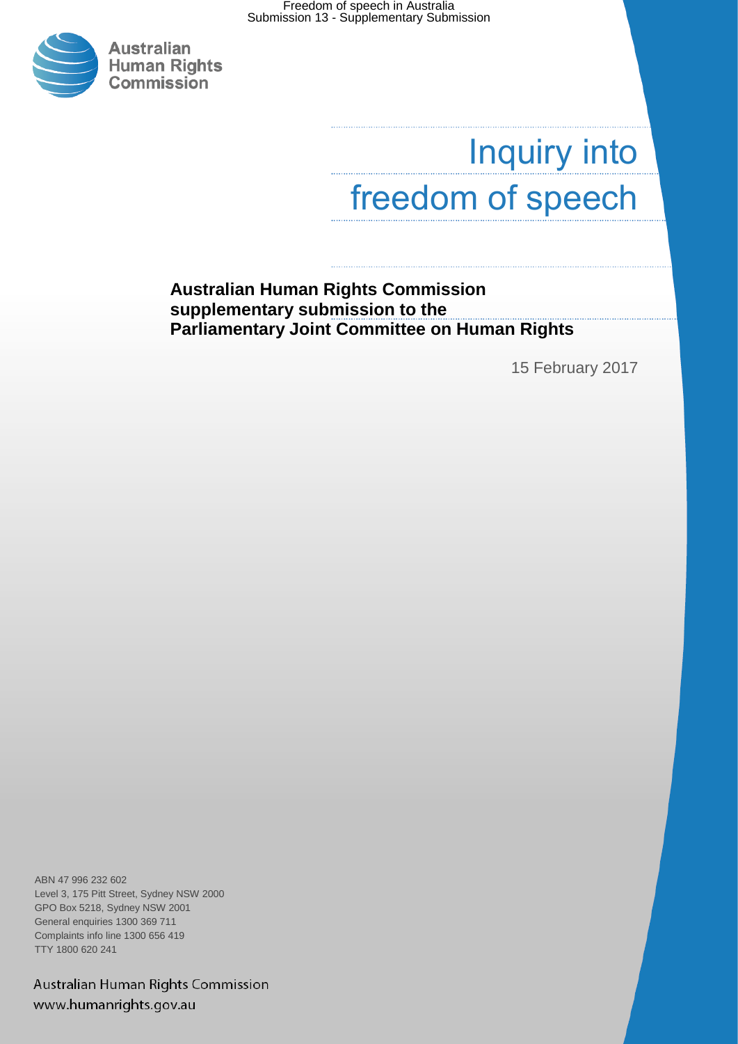Australian Human Rights Commission

# Inquiry into freedom of speech

**Australian Human Rights Commission supplementary submission to the Parliamentary Joint Committee on Human Rights**

15 February 2017

ABN 47 996 232 602
Level 3, 175 Pitt Street, Sydney NSW 2000
GPO Box 5218, Sydney NSW 2001
General enquiries 1300 369 711
Complaints info line 1300 656 419
TTY 1800 620 241

Australian Human Rights Commission
www.humanrights.gov.au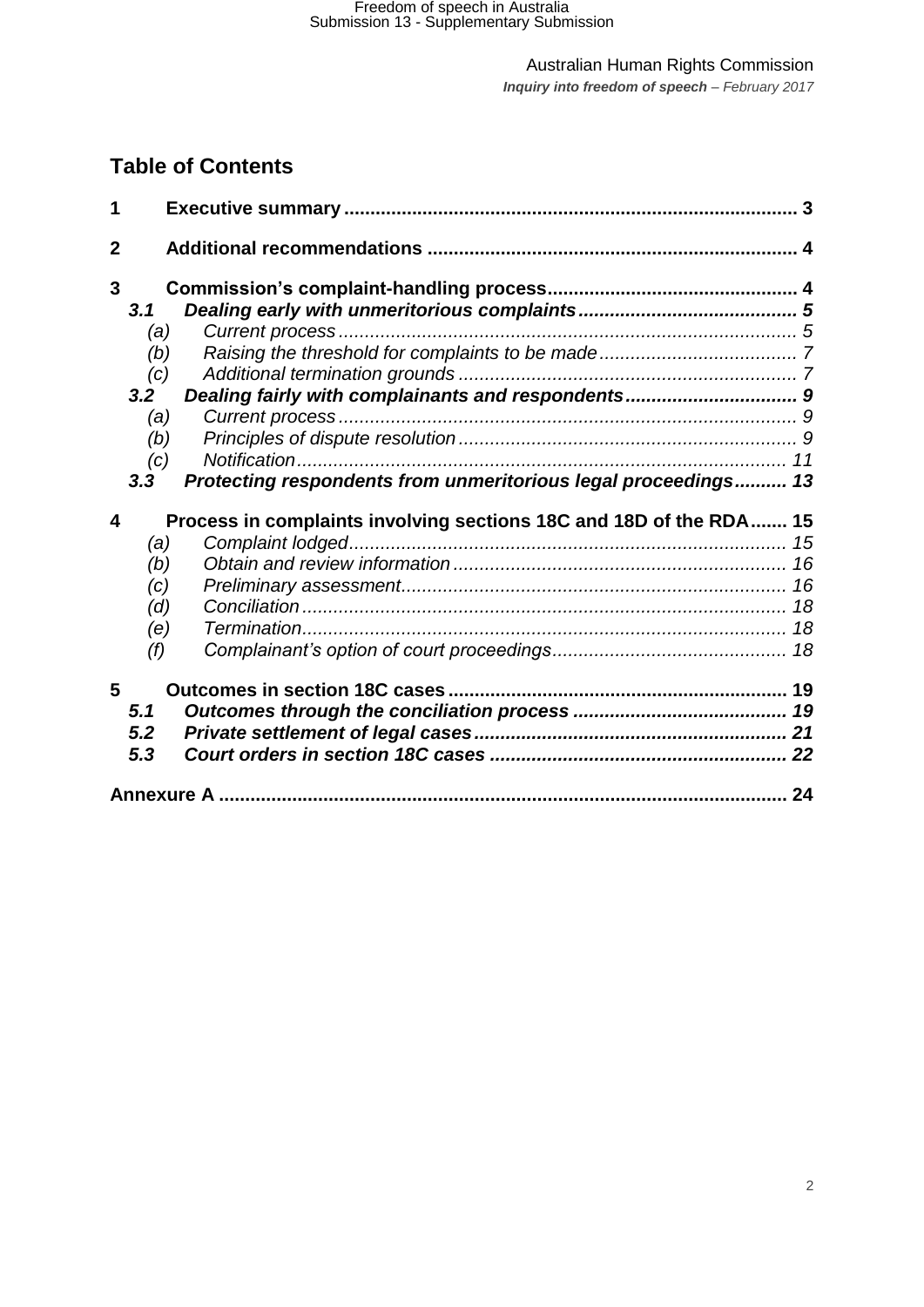## Table of Contents

**1 Executive summary ..... 3**

**2 Additional recommendations ..... 4**

**3 Commission's complaint-handling process ..... 4**

***3.1 Dealing early with unmeritorious complaints ..... 5***

*(a) Current process ..... 5*

*(b) Raising the threshold for complaints to be made ..... 7*

*(c) Additional termination grounds ..... 7*

***3.2 Dealing fairly with complainants and respondents ..... 9***

*(a) Current process ..... 9*

*(b) Principles of dispute resolution ..... 9*

*(c) Notification ..... 11*

***3.3 Protecting respondents from unmeritorious legal proceedings ..... 13***

**4 Process in complaints involving sections 18C and 18D of the RDA ..... 15**

*(a) Complaint lodged ..... 15*

*(b) Obtain and review information ..... 16*

*(c) Preliminary assessment ..... 16*

*(d) Conciliation ..... 18*

*(e) Termination ..... 18*

*(f) Complainant's option of court proceedings ..... 18*

**5 Outcomes in section 18C cases ..... 19**

***5.1 Outcomes through the conciliation process ..... 19***

***5.2 Private settlement of legal cases ..... 21***

***5.3 Court orders in section 18C cases ..... 22***

**Annexure A ..... 24**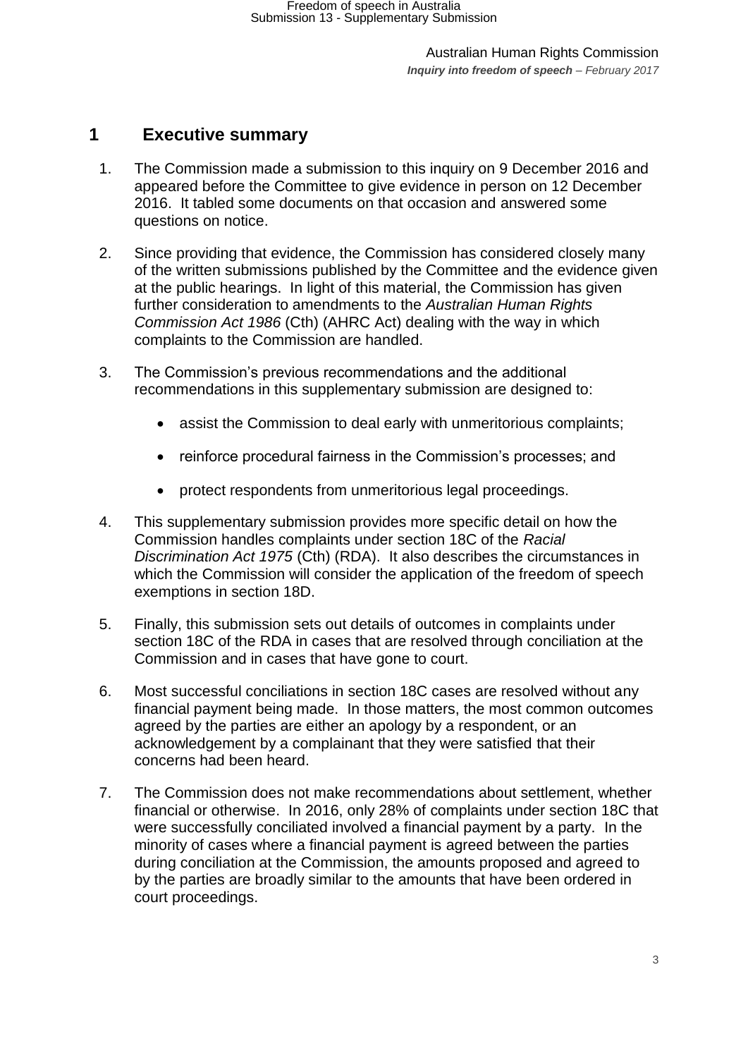## 1 Executive summary

1. The Commission made a submission to this inquiry on 9 December 2016 and appeared before the Committee to give evidence in person on 12 December 2016. It tabled some documents on that occasion and answered some questions on notice.

2. Since providing that evidence, the Commission has considered closely many of the written submissions published by the Committee and the evidence given at the public hearings. In light of this material, the Commission has given further consideration to amendments to the *Australian Human Rights Commission Act 1986* (Cth) (AHRC Act) dealing with the way in which complaints to the Commission are handled.

3. The Commission's previous recommendations and the additional recommendations in this supplementary submission are designed to:

   - assist the Commission to deal early with unmeritorious complaints;
   - reinforce procedural fairness in the Commission's processes; and
   - protect respondents from unmeritorious legal proceedings.

4. This supplementary submission provides more specific detail on how the Commission handles complaints under section 18C of the *Racial Discrimination Act 1975* (Cth) (RDA). It also describes the circumstances in which the Commission will consider the application of the freedom of speech exemptions in section 18D.

5. Finally, this submission sets out details of outcomes in complaints under section 18C of the RDA in cases that are resolved through conciliation at the Commission and in cases that have gone to court.

6. Most successful conciliations in section 18C cases are resolved without any financial payment being made. In those matters, the most common outcomes agreed by the parties are either an apology by a respondent, or an acknowledgement by a complainant that they were satisfied that their concerns had been heard.

7. The Commission does not make recommendations about settlement, whether financial or otherwise. In 2016, only 28% of complaints under section 18C that were successfully conciliated involved a financial payment by a party. In the minority of cases where a financial payment is agreed between the parties during conciliation at the Commission, the amounts proposed and agreed to by the parties are broadly similar to the amounts that have been ordered in court proceedings.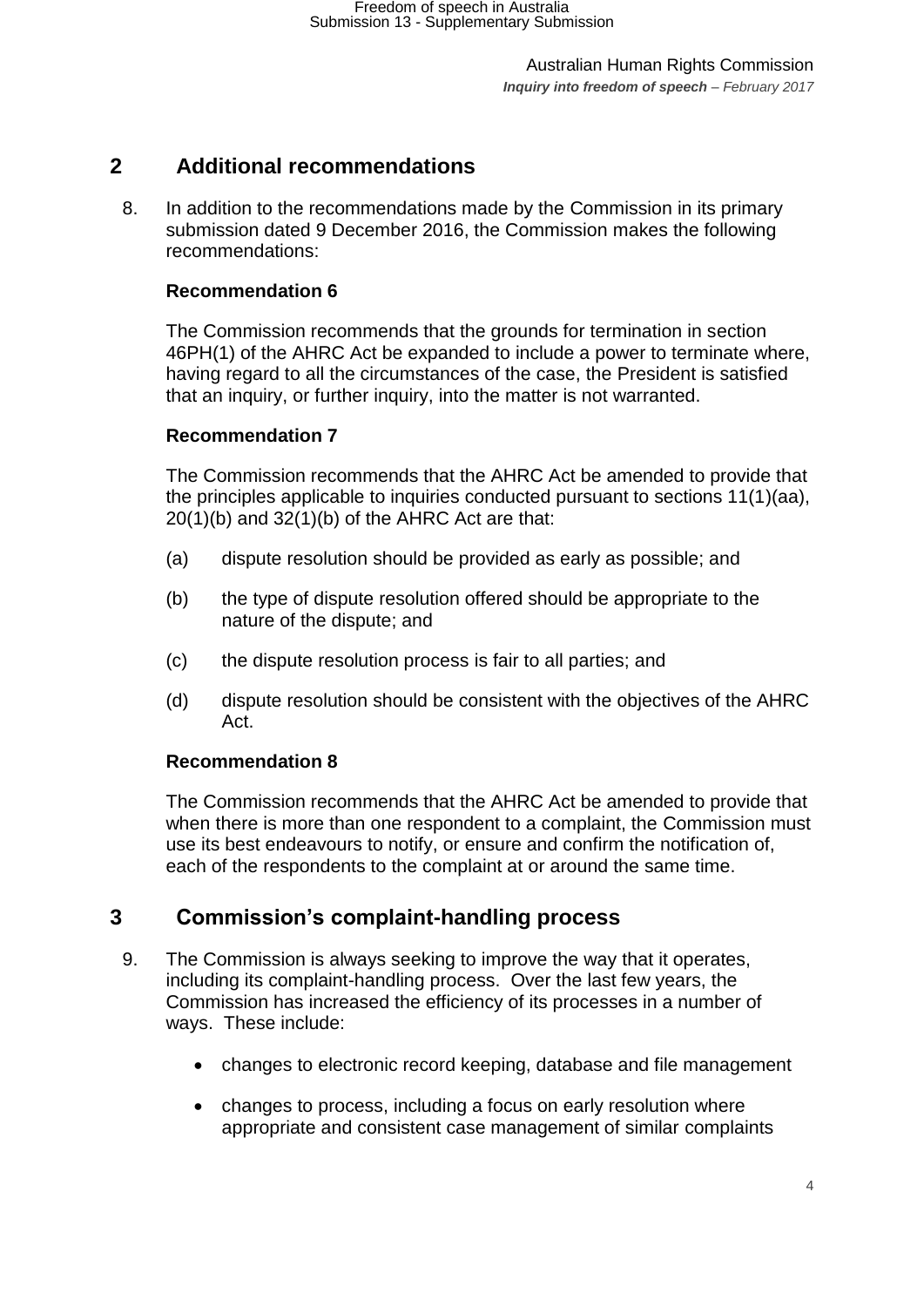## 2 Additional recommendations

8. In addition to the recommendations made by the Commission in its primary submission dated 9 December 2016, the Commission makes the following recommendations:

**Recommendation 6**

The Commission recommends that the grounds for termination in section 46PH(1) of the AHRC Act be expanded to include a power to terminate where, having regard to all the circumstances of the case, the President is satisfied that an inquiry, or further inquiry, into the matter is not warranted.

**Recommendation 7**

The Commission recommends that the AHRC Act be amended to provide that the principles applicable to inquiries conducted pursuant to sections 11(1)(aa), 20(1)(b) and 32(1)(b) of the AHRC Act are that:

(a) dispute resolution should be provided as early as possible; and

(b) the type of dispute resolution offered should be appropriate to the nature of the dispute; and

(c) the dispute resolution process is fair to all parties; and

(d) dispute resolution should be consistent with the objectives of the AHRC Act.

**Recommendation 8**

The Commission recommends that the AHRC Act be amended to provide that when there is more than one respondent to a complaint, the Commission must use its best endeavours to notify, or ensure and confirm the notification of, each of the respondents to the complaint at or around the same time.

## 3 Commission's complaint-handling process

9. The Commission is always seeking to improve the way that it operates, including its complaint-handling process. Over the last few years, the Commission has increased the efficiency of its processes in a number of ways. These include:

- changes to electronic record keeping, database and file management
- changes to process, including a focus on early resolution where appropriate and consistent case management of similar complaints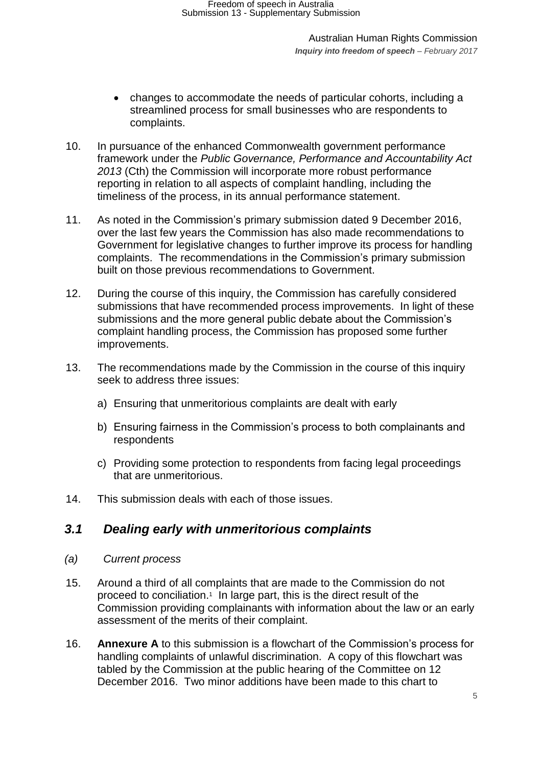- changes to accommodate the needs of particular cohorts, including a streamlined process for small businesses who are respondents to complaints.

10. In pursuance of the enhanced Commonwealth government performance framework under the *Public Governance, Performance and Accountability Act 2013* (Cth) the Commission will incorporate more robust performance reporting in relation to all aspects of complaint handling, including the timeliness of the process, in its annual performance statement.

11. As noted in the Commission's primary submission dated 9 December 2016, over the last few years the Commission has also made recommendations to Government for legislative changes to further improve its process for handling complaints. The recommendations in the Commission's primary submission built on those previous recommendations to Government.

12. During the course of this inquiry, the Commission has carefully considered submissions that have recommended process improvements. In light of these submissions and the more general public debate about the Commission's complaint handling process, the Commission has proposed some further improvements.

13. The recommendations made by the Commission in the course of this inquiry seek to address three issues:

    a) Ensuring that unmeritorious complaints are dealt with early

    b) Ensuring fairness in the Commission's process to both complainants and respondents

    c) Providing some protection to respondents from facing legal proceedings that are unmeritorious.

14. This submission deals with each of those issues.

## *3.1 Dealing early with unmeritorious complaints*

### *(a) Current process*

15. Around a third of all complaints that are made to the Commission do not proceed to conciliation.[1] In large part, this is the direct result of the Commission providing complainants with information about the law or an early assessment of the merits of their complaint.

16. **Annexure A** to this submission is a flowchart of the Commission's process for handling complaints of unlawful discrimination. A copy of this flowchart was tabled by the Commission at the public hearing of the Committee on 12 December 2016. Two minor additions have been made to this chart to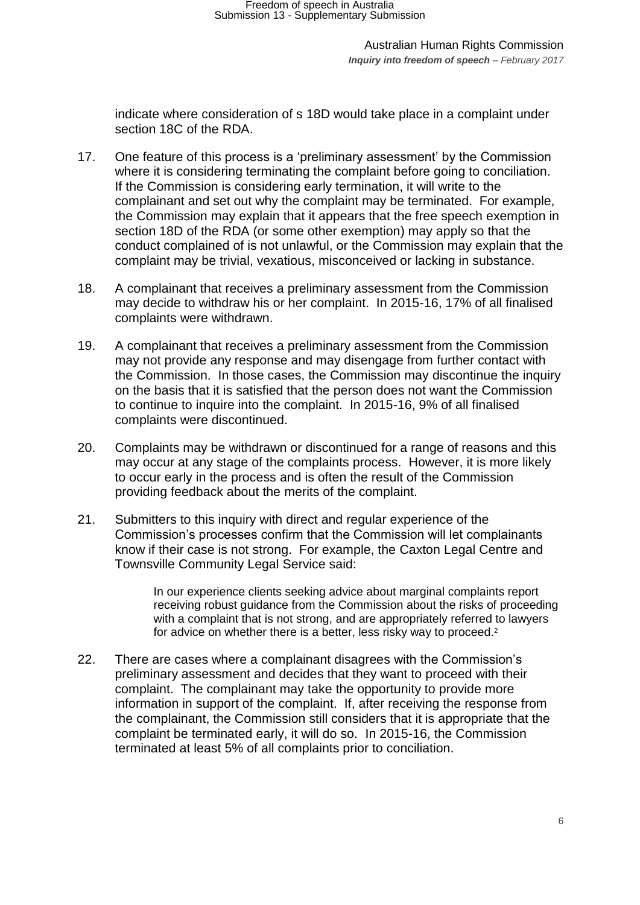indicate where consideration of s 18D would take place in a complaint under section 18C of the RDA.

17. One feature of this process is a 'preliminary assessment' by the Commission where it is considering terminating the complaint before going to conciliation. If the Commission is considering early termination, it will write to the complainant and set out why the complaint may be terminated. For example, the Commission may explain that it appears that the free speech exemption in section 18D of the RDA (or some other exemption) may apply so that the conduct complained of is not unlawful, or the Commission may explain that the complaint may be trivial, vexatious, misconceived or lacking in substance.

18. A complainant that receives a preliminary assessment from the Commission may decide to withdraw his or her complaint. In 2015-16, 17% of all finalised complaints were withdrawn.

19. A complainant that receives a preliminary assessment from the Commission may not provide any response and may disengage from further contact with the Commission. In those cases, the Commission may discontinue the inquiry on the basis that it is satisfied that the person does not want the Commission to continue to inquire into the complaint. In 2015-16, 9% of all finalised complaints were discontinued.

20. Complaints may be withdrawn or discontinued for a range of reasons and this may occur at any stage of the complaints process. However, it is more likely to occur early in the process and is often the result of the Commission providing feedback about the merits of the complaint.

21. Submitters to this inquiry with direct and regular experience of the Commission's processes confirm that the Commission will let complainants know if their case is not strong. For example, the Caxton Legal Centre and Townsville Community Legal Service said:

> In our experience clients seeking advice about marginal complaints report receiving robust guidance from the Commission about the risks of proceeding with a complaint that is not strong, and are appropriately referred to lawyers for advice on whether there is a better, less risky way to proceed.[2]

22. There are cases where a complainant disagrees with the Commission's preliminary assessment and decides that they want to proceed with their complaint. The complainant may take the opportunity to provide more information in support of the complaint. If, after receiving the response from the complainant, the Commission still considers that it is appropriate that the complaint be terminated early, it will do so. In 2015-16, the Commission terminated at least 5% of all complaints prior to conciliation.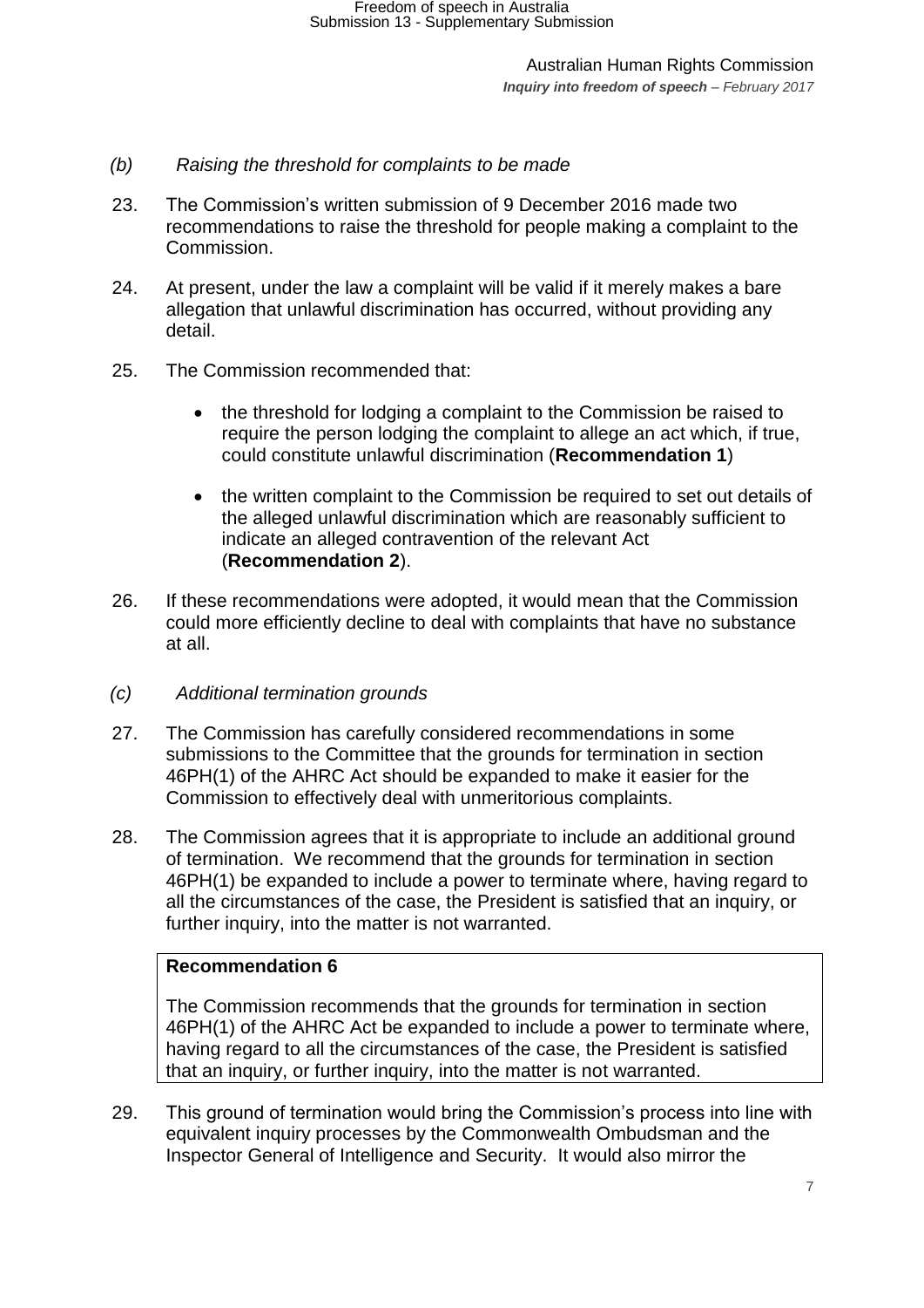*(b) Raising the threshold for complaints to be made*

23. The Commission's written submission of 9 December 2016 made two recommendations to raise the threshold for people making a complaint to the Commission.

24. At present, under the law a complaint will be valid if it merely makes a bare allegation that unlawful discrimination has occurred, without providing any detail.

25. The Commission recommended that:

    - the threshold for lodging a complaint to the Commission be raised to require the person lodging the complaint to allege an act which, if true, could constitute unlawful discrimination (**Recommendation 1**)
    - the written complaint to the Commission be required to set out details of the alleged unlawful discrimination which are reasonably sufficient to indicate an alleged contravention of the relevant Act (**Recommendation 2**).

26. If these recommendations were adopted, it would mean that the Commission could more efficiently decline to deal with complaints that have no substance at all.

*(c) Additional termination grounds*

27. The Commission has carefully considered recommendations in some submissions to the Committee that the grounds for termination in section 46PH(1) of the AHRC Act should be expanded to make it easier for the Commission to effectively deal with unmeritorious complaints.

28. The Commission agrees that it is appropriate to include an additional ground of termination. We recommend that the grounds for termination in section 46PH(1) be expanded to include a power to terminate where, having regard to all the circumstances of the case, the President is satisfied that an inquiry, or further inquiry, into the matter is not warranted.

**Recommendation 6**

The Commission recommends that the grounds for termination in section 46PH(1) of the AHRC Act be expanded to include a power to terminate where, having regard to all the circumstances of the case, the President is satisfied that an inquiry, or further inquiry, into the matter is not warranted.

29. This ground of termination would bring the Commission's process into line with equivalent inquiry processes by the Commonwealth Ombudsman and the Inspector General of Intelligence and Security. It would also mirror the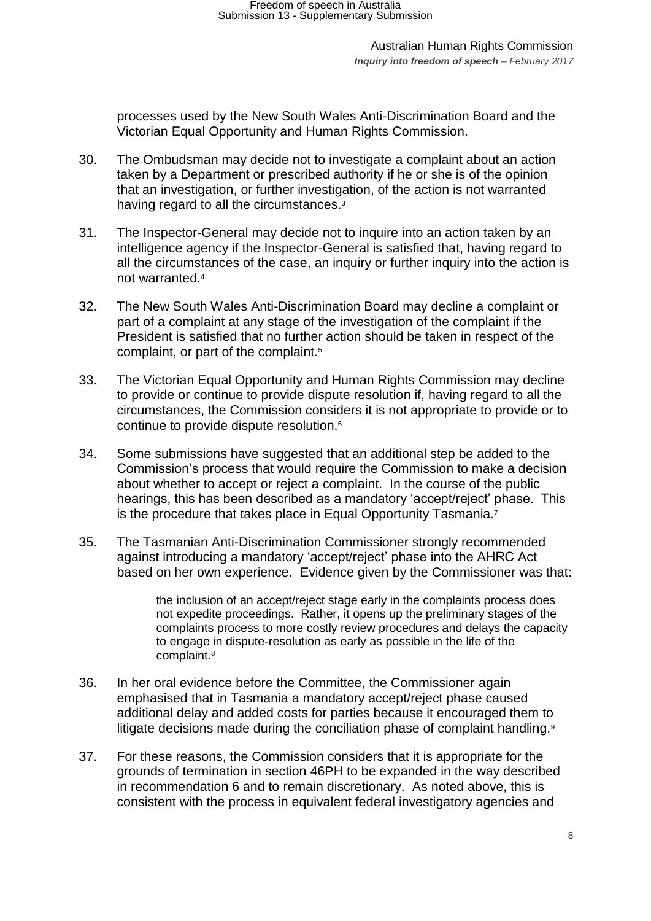processes used by the New South Wales Anti-Discrimination Board and the Victorian Equal Opportunity and Human Rights Commission.

30. The Ombudsman may decide not to investigate a complaint about an action taken by a Department or prescribed authority if he or she is of the opinion that an investigation, or further investigation, of the action is not warranted having regard to all the circumstances.[3]

31. The Inspector-General may decide not to inquire into an action taken by an intelligence agency if the Inspector-General is satisfied that, having regard to all the circumstances of the case, an inquiry or further inquiry into the action is not warranted.[4]

32. The New South Wales Anti-Discrimination Board may decline a complaint or part of a complaint at any stage of the investigation of the complaint if the President is satisfied that no further action should be taken in respect of the complaint, or part of the complaint.[5]

33. The Victorian Equal Opportunity and Human Rights Commission may decline to provide or continue to provide dispute resolution if, having regard to all the circumstances, the Commission considers it is not appropriate to provide or to continue to provide dispute resolution.[6]

34. Some submissions have suggested that an additional step be added to the Commission's process that would require the Commission to make a decision about whether to accept or reject a complaint. In the course of the public hearings, this has been described as a mandatory 'accept/reject' phase. This is the procedure that takes place in Equal Opportunity Tasmania.[7]

35. The Tasmanian Anti-Discrimination Commissioner strongly recommended against introducing a mandatory 'accept/reject' phase into the AHRC Act based on her own experience. Evidence given by the Commissioner was that:

> the inclusion of an accept/reject stage early in the complaints process does not expedite proceedings. Rather, it opens up the preliminary stages of the complaints process to more costly review procedures and delays the capacity to engage in dispute-resolution as early as possible in the life of the complaint.[8]

36. In her oral evidence before the Committee, the Commissioner again emphasised that in Tasmania a mandatory accept/reject phase caused additional delay and added costs for parties because it encouraged them to litigate decisions made during the conciliation phase of complaint handling.[9]

37. For these reasons, the Commission considers that it is appropriate for the grounds of termination in section 46PH to be expanded in the way described in recommendation 6 and to remain discretionary. As noted above, this is consistent with the process in equivalent federal investigatory agencies and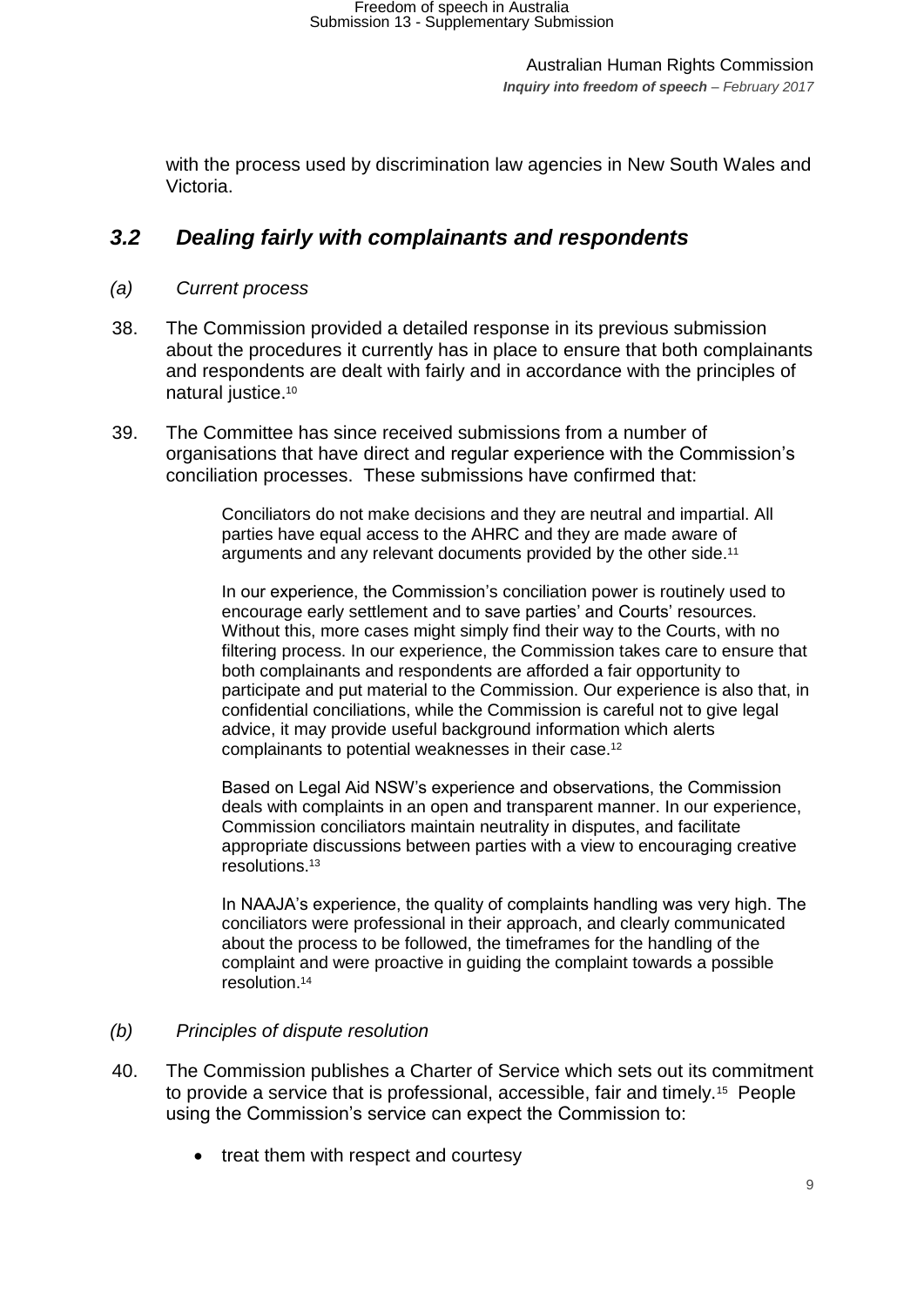with the process used by discrimination law agencies in New South Wales and Victoria.

## *3.2 Dealing fairly with complainants and respondents*

*(a) Current process*

38. The Commission provided a detailed response in its previous submission about the procedures it currently has in place to ensure that both complainants and respondents are dealt with fairly and in accordance with the principles of natural justice.[10]

39. The Committee has since received submissions from a number of organisations that have direct and regular experience with the Commission's conciliation processes. These submissions have confirmed that:

> Conciliators do not make decisions and they are neutral and impartial. All parties have equal access to the AHRC and they are made aware of arguments and any relevant documents provided by the other side.[11]
>
> In our experience, the Commission's conciliation power is routinely used to encourage early settlement and to save parties' and Courts' resources. Without this, more cases might simply find their way to the Courts, with no filtering process. In our experience, the Commission takes care to ensure that both complainants and respondents are afforded a fair opportunity to participate and put material to the Commission. Our experience is also that, in confidential conciliations, while the Commission is careful not to give legal advice, it may provide useful background information which alerts complainants to potential weaknesses in their case.[12]
>
> Based on Legal Aid NSW's experience and observations, the Commission deals with complaints in an open and transparent manner. In our experience, Commission conciliators maintain neutrality in disputes, and facilitate appropriate discussions between parties with a view to encouraging creative resolutions.[13]
>
> In NAAJA's experience, the quality of complaints handling was very high. The conciliators were professional in their approach, and clearly communicated about the process to be followed, the timeframes for the handling of the complaint and were proactive in guiding the complaint towards a possible resolution.[14]

*(b) Principles of dispute resolution*

40. The Commission publishes a Charter of Service which sets out its commitment to provide a service that is professional, accessible, fair and timely.[15] People using the Commission's service can expect the Commission to:

- treat them with respect and courtesy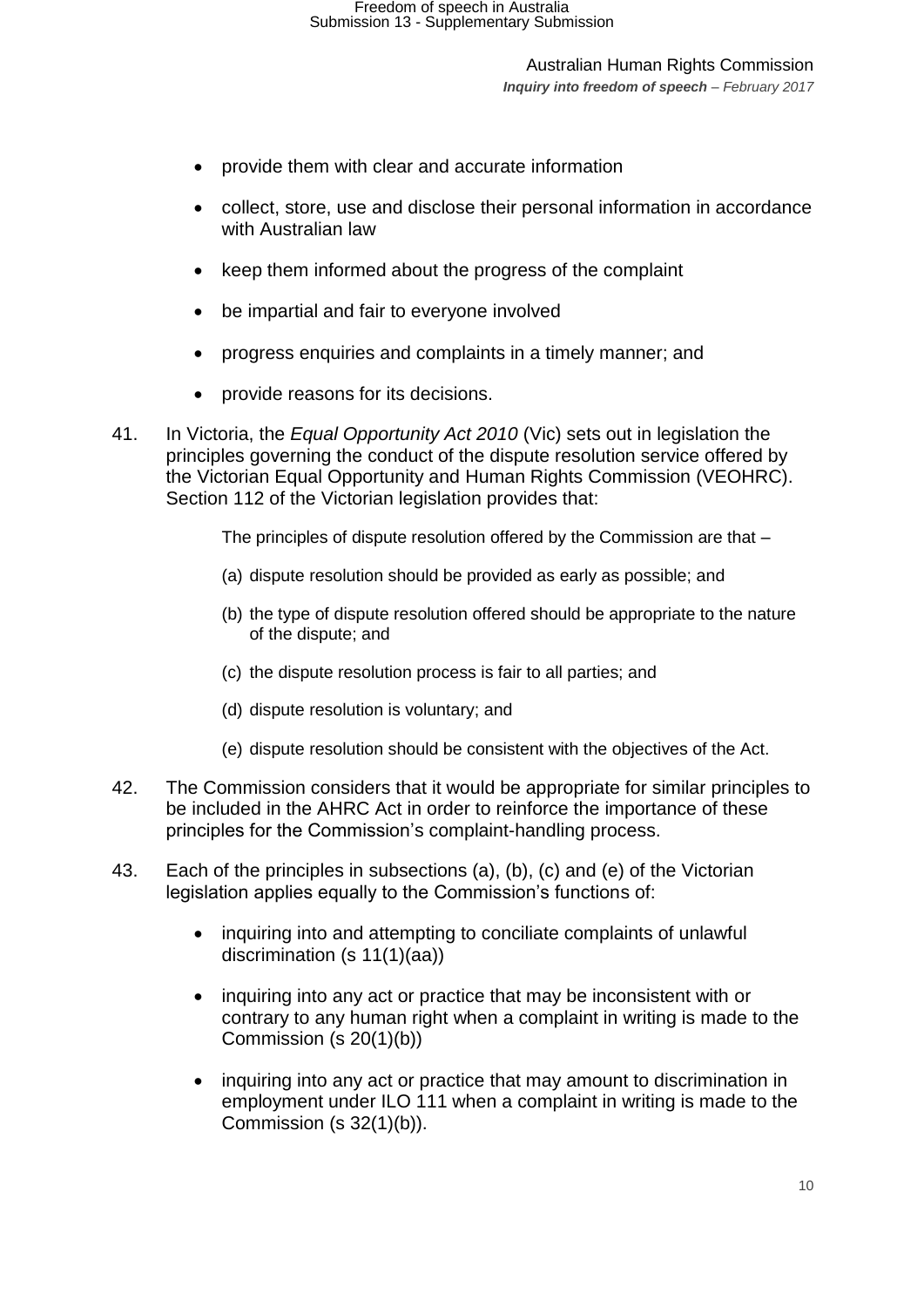- provide them with clear and accurate information
- collect, store, use and disclose their personal information in accordance with Australian law
- keep them informed about the progress of the complaint
- be impartial and fair to everyone involved
- progress enquiries and complaints in a timely manner; and
- provide reasons for its decisions.

41. In Victoria, the *Equal Opportunity Act 2010* (Vic) sets out in legislation the principles governing the conduct of the dispute resolution service offered by the Victorian Equal Opportunity and Human Rights Commission (VEOHRC). Section 112 of the Victorian legislation provides that:

> The principles of dispute resolution offered by the Commission are that –
>
> (a) dispute resolution should be provided as early as possible; and
>
> (b) the type of dispute resolution offered should be appropriate to the nature of the dispute; and
>
> (c) the dispute resolution process is fair to all parties; and
>
> (d) dispute resolution is voluntary; and
>
> (e) dispute resolution should be consistent with the objectives of the Act.

42. The Commission considers that it would be appropriate for similar principles to be included in the AHRC Act in order to reinforce the importance of these principles for the Commission's complaint-handling process.

43. Each of the principles in subsections (a), (b), (c) and (e) of the Victorian legislation applies equally to the Commission's functions of:

- inquiring into and attempting to conciliate complaints of unlawful discrimination (s 11(1)(aa))
- inquiring into any act or practice that may be inconsistent with or contrary to any human right when a complaint in writing is made to the Commission (s 20(1)(b))
- inquiring into any act or practice that may amount to discrimination in employment under ILO 111 when a complaint in writing is made to the Commission (s 32(1)(b)).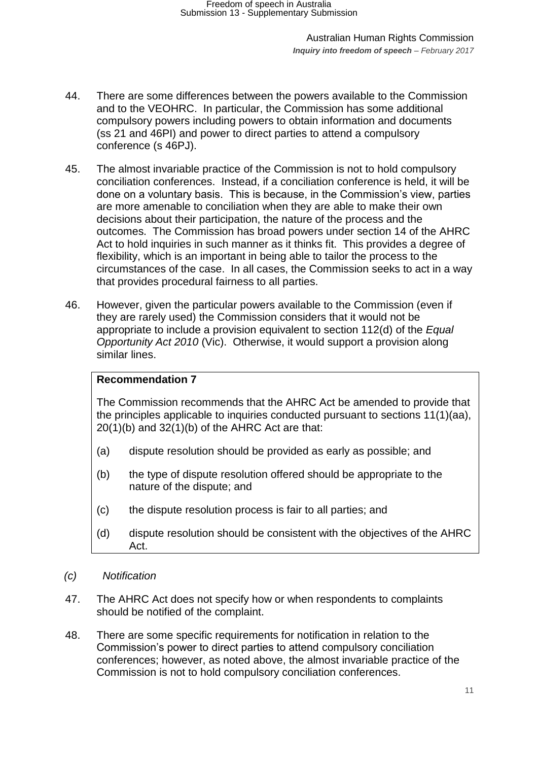44. There are some differences between the powers available to the Commission and to the VEOHRC. In particular, the Commission has some additional compulsory powers including powers to obtain information and documents (ss 21 and 46PI) and power to direct parties to attend a compulsory conference (s 46PJ).

45. The almost invariable practice of the Commission is not to hold compulsory conciliation conferences. Instead, if a conciliation conference is held, it will be done on a voluntary basis. This is because, in the Commission's view, parties are more amenable to conciliation when they are able to make their own decisions about their participation, the nature of the process and the outcomes. The Commission has broad powers under section 14 of the AHRC Act to hold inquiries in such manner as it thinks fit. This provides a degree of flexibility, which is an important in being able to tailor the process to the circumstances of the case. In all cases, the Commission seeks to act in a way that provides procedural fairness to all parties.

46. However, given the particular powers available to the Commission (even if they are rarely used) the Commission considers that it would not be appropriate to include a provision equivalent to section 112(d) of the *Equal Opportunity Act 2010* (Vic). Otherwise, it would support a provision along similar lines.

**Recommendation 7**

The Commission recommends that the AHRC Act be amended to provide that the principles applicable to inquiries conducted pursuant to sections 11(1)(aa), 20(1)(b) and 32(1)(b) of the AHRC Act are that:

(a) dispute resolution should be provided as early as possible; and

(b) the type of dispute resolution offered should be appropriate to the nature of the dispute; and

(c) the dispute resolution process is fair to all parties; and

(d) dispute resolution should be consistent with the objectives of the AHRC Act.

*(c) Notification*

47. The AHRC Act does not specify how or when respondents to complaints should be notified of the complaint.

48. There are some specific requirements for notification in relation to the Commission's power to direct parties to attend compulsory conciliation conferences; however, as noted above, the almost invariable practice of the Commission is not to hold compulsory conciliation conferences.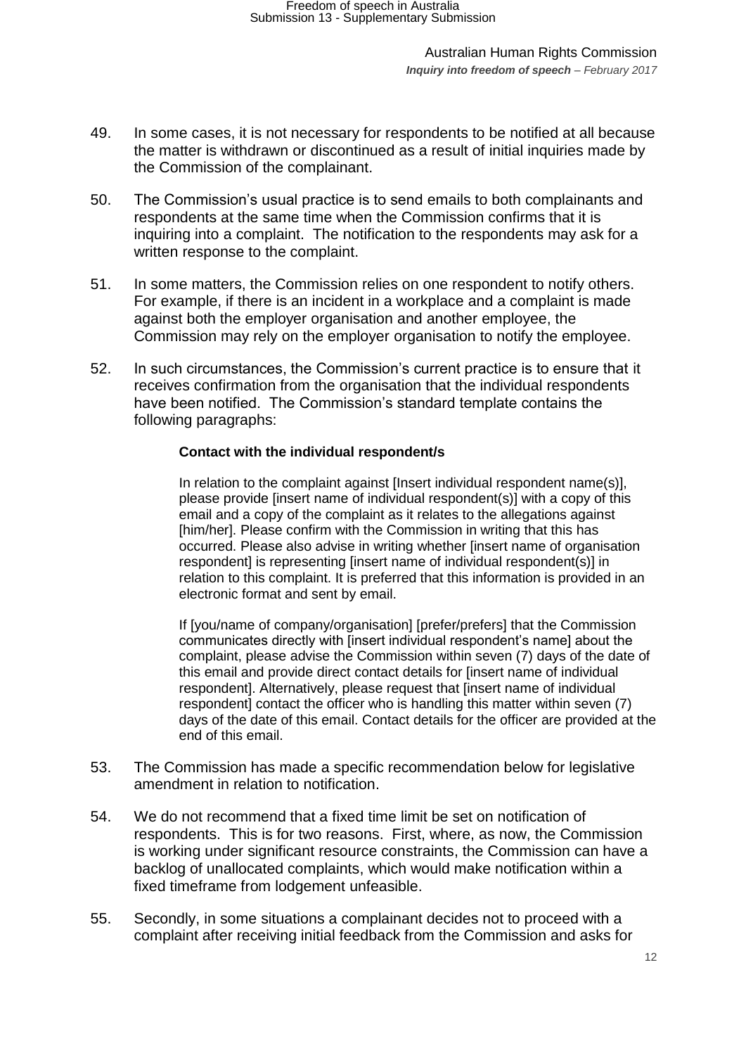49. In some cases, it is not necessary for respondents to be notified at all because the matter is withdrawn or discontinued as a result of initial inquiries made by the Commission of the complainant.

50. The Commission's usual practice is to send emails to both complainants and respondents at the same time when the Commission confirms that it is inquiring into a complaint. The notification to the respondents may ask for a written response to the complaint.

51. In some matters, the Commission relies on one respondent to notify others. For example, if there is an incident in a workplace and a complaint is made against both the employer organisation and another employee, the Commission may rely on the employer organisation to notify the employee.

52. In such circumstances, the Commission's current practice is to ensure that it receives confirmation from the organisation that the individual respondents have been notified. The Commission's standard template contains the following paragraphs:

> **Contact with the individual respondent/s**
>
> In relation to the complaint against [Insert individual respondent name(s)], please provide [insert name of individual respondent(s)] with a copy of this email and a copy of the complaint as it relates to the allegations against [him/her]. Please confirm with the Commission in writing that this has occurred. Please also advise in writing whether [insert name of organisation respondent] is representing [insert name of individual respondent(s)] in relation to this complaint. It is preferred that this information is provided in an electronic format and sent by email.
>
> If [you/name of company/organisation] [prefer/prefers] that the Commission communicates directly with [insert individual respondent's name] about the complaint, please advise the Commission within seven (7) days of the date of this email and provide direct contact details for [insert name of individual respondent]. Alternatively, please request that [insert name of individual respondent] contact the officer who is handling this matter within seven (7) days of the date of this email. Contact details for the officer are provided at the end of this email.

53. The Commission has made a specific recommendation below for legislative amendment in relation to notification.

54. We do not recommend that a fixed time limit be set on notification of respondents. This is for two reasons. First, where, as now, the Commission is working under significant resource constraints, the Commission can have a backlog of unallocated complaints, which would make notification within a fixed timeframe from lodgement unfeasible.

55. Secondly, in some situations a complainant decides not to proceed with a complaint after receiving initial feedback from the Commission and asks for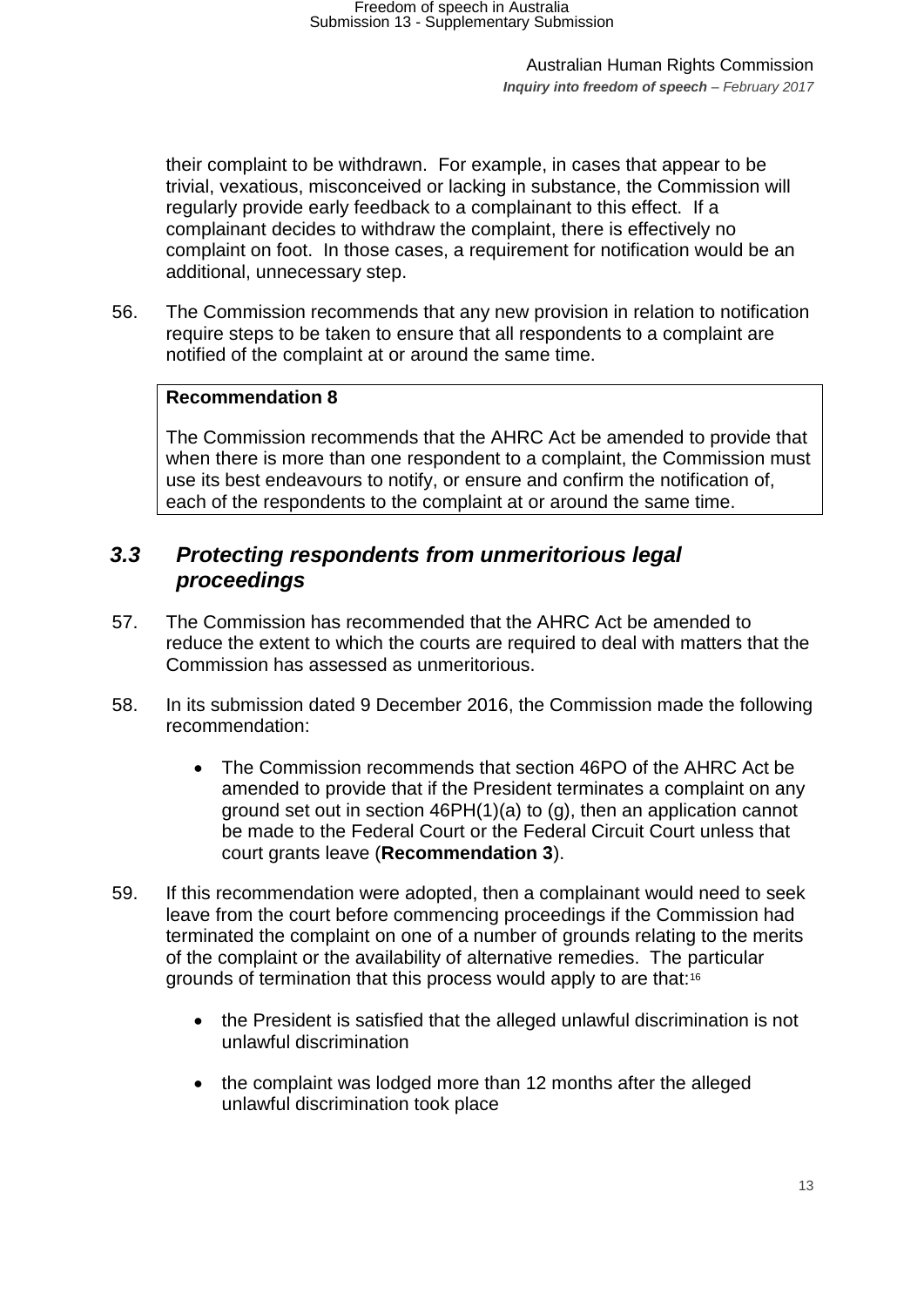their complaint to be withdrawn. For example, in cases that appear to be trivial, vexatious, misconceived or lacking in substance, the Commission will regularly provide early feedback to a complainant to this effect. If a complainant decides to withdraw the complaint, there is effectively no complaint on foot. In those cases, a requirement for notification would be an additional, unnecessary step.

56. The Commission recommends that any new provision in relation to notification require steps to be taken to ensure that all respondents to a complaint are notified of the complaint at or around the same time.

> **Recommendation 8**
>
> The Commission recommends that the AHRC Act be amended to provide that when there is more than one respondent to a complaint, the Commission must use its best endeavours to notify, or ensure and confirm the notification of, each of the respondents to the complaint at or around the same time.

## *3.3 Protecting respondents from unmeritorious legal proceedings*

57. The Commission has recommended that the AHRC Act be amended to reduce the extent to which the courts are required to deal with matters that the Commission has assessed as unmeritorious.

58. In its submission dated 9 December 2016, the Commission made the following recommendation:

    - The Commission recommends that section 46PO of the AHRC Act be amended to provide that if the President terminates a complaint on any ground set out in section 46PH(1)(a) to (g), then an application cannot be made to the Federal Court or the Federal Circuit Court unless that court grants leave (**Recommendation 3**).

59. If this recommendation were adopted, then a complainant would need to seek leave from the court before commencing proceedings if the Commission had terminated the complaint on one of a number of grounds relating to the merits of the complaint or the availability of alternative remedies. The particular grounds of termination that this process would apply to are that:[16]

    - the President is satisfied that the alleged unlawful discrimination is not unlawful discrimination
    - the complaint was lodged more than 12 months after the alleged unlawful discrimination took place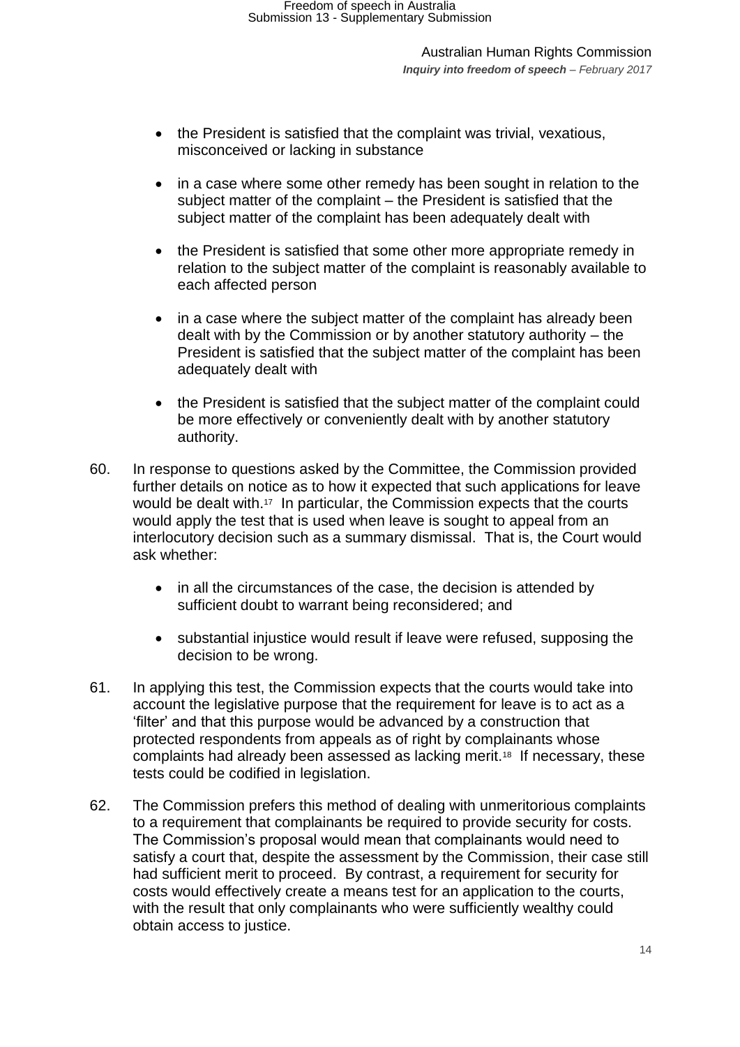- the President is satisfied that the complaint was trivial, vexatious, misconceived or lacking in substance
- in a case where some other remedy has been sought in relation to the subject matter of the complaint – the President is satisfied that the subject matter of the complaint has been adequately dealt with
- the President is satisfied that some other more appropriate remedy in relation to the subject matter of the complaint is reasonably available to each affected person
- in a case where the subject matter of the complaint has already been dealt with by the Commission or by another statutory authority – the President is satisfied that the subject matter of the complaint has been adequately dealt with
- the President is satisfied that the subject matter of the complaint could be more effectively or conveniently dealt with by another statutory authority.

60. In response to questions asked by the Committee, the Commission provided further details on notice as to how it expected that such applications for leave would be dealt with.[17] In particular, the Commission expects that the courts would apply the test that is used when leave is sought to appeal from an interlocutory decision such as a summary dismissal. That is, the Court would ask whether:

    - in all the circumstances of the case, the decision is attended by sufficient doubt to warrant being reconsidered; and
    - substantial injustice would result if leave were refused, supposing the decision to be wrong.

61. In applying this test, the Commission expects that the courts would take into account the legislative purpose that the requirement for leave is to act as a 'filter' and that this purpose would be advanced by a construction that protected respondents from appeals as of right by complainants whose complaints had already been assessed as lacking merit.[18] If necessary, these tests could be codified in legislation.

62. The Commission prefers this method of dealing with unmeritorious complaints to a requirement that complainants be required to provide security for costs. The Commission's proposal would mean that complainants would need to satisfy a court that, despite the assessment by the Commission, their case still had sufficient merit to proceed. By contrast, a requirement for security for costs would effectively create a means test for an application to the courts, with the result that only complainants who were sufficiently wealthy could obtain access to justice.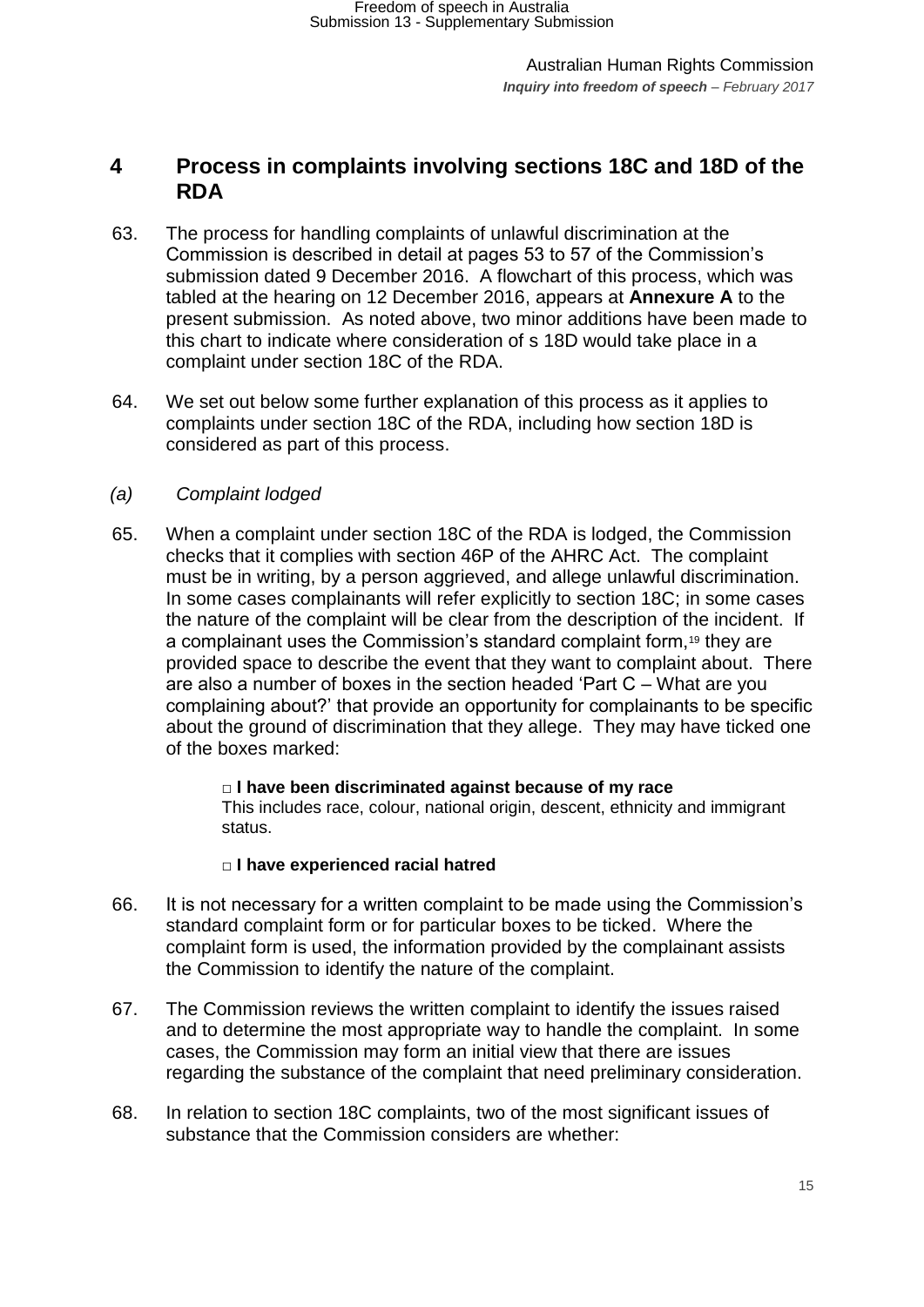## 4 Process in complaints involving sections 18C and 18D of the RDA

63. The process for handling complaints of unlawful discrimination at the Commission is described in detail at pages 53 to 57 of the Commission's submission dated 9 December 2016. A flowchart of this process, which was tabled at the hearing on 12 December 2016, appears at **Annexure A** to the present submission. As noted above, two minor additions have been made to this chart to indicate where consideration of s 18D would take place in a complaint under section 18C of the RDA.

64. We set out below some further explanation of this process as it applies to complaints under section 18C of the RDA, including how section 18D is considered as part of this process.

### *(a) Complaint lodged*

65. When a complaint under section 18C of the RDA is lodged, the Commission checks that it complies with section 46P of the AHRC Act. The complaint must be in writing, by a person aggrieved, and allege unlawful discrimination. In some cases complainants will refer explicitly to section 18C; in some cases the nature of the complaint will be clear from the description of the incident. If a complainant uses the Commission's standard complaint form,[19] they are provided space to describe the event that they want to complain about. There are also a number of boxes in the section headed 'Part C – What are you complaining about?' that provide an opportunity for complainants to be specific about the ground of discrimination that they allege. They may have ticked one of the boxes marked:

> □ **I have been discriminated against because of my race**
> This includes race, colour, national origin, descent, ethnicity and immigrant status.
>
> □ **I have experienced racial hatred**

66. It is not necessary for a written complaint to be made using the Commission's standard complaint form or for particular boxes to be ticked. Where the complaint form is used, the information provided by the complainant assists the Commission to identify the nature of the complaint.

67. The Commission reviews the written complaint to identify the issues raised and to determine the most appropriate way to handle the complaint. In some cases, the Commission may form an initial view that there are issues regarding the substance of the complaint that need preliminary consideration.

68. In relation to section 18C complaints, two of the most significant issues of substance that the Commission considers are whether: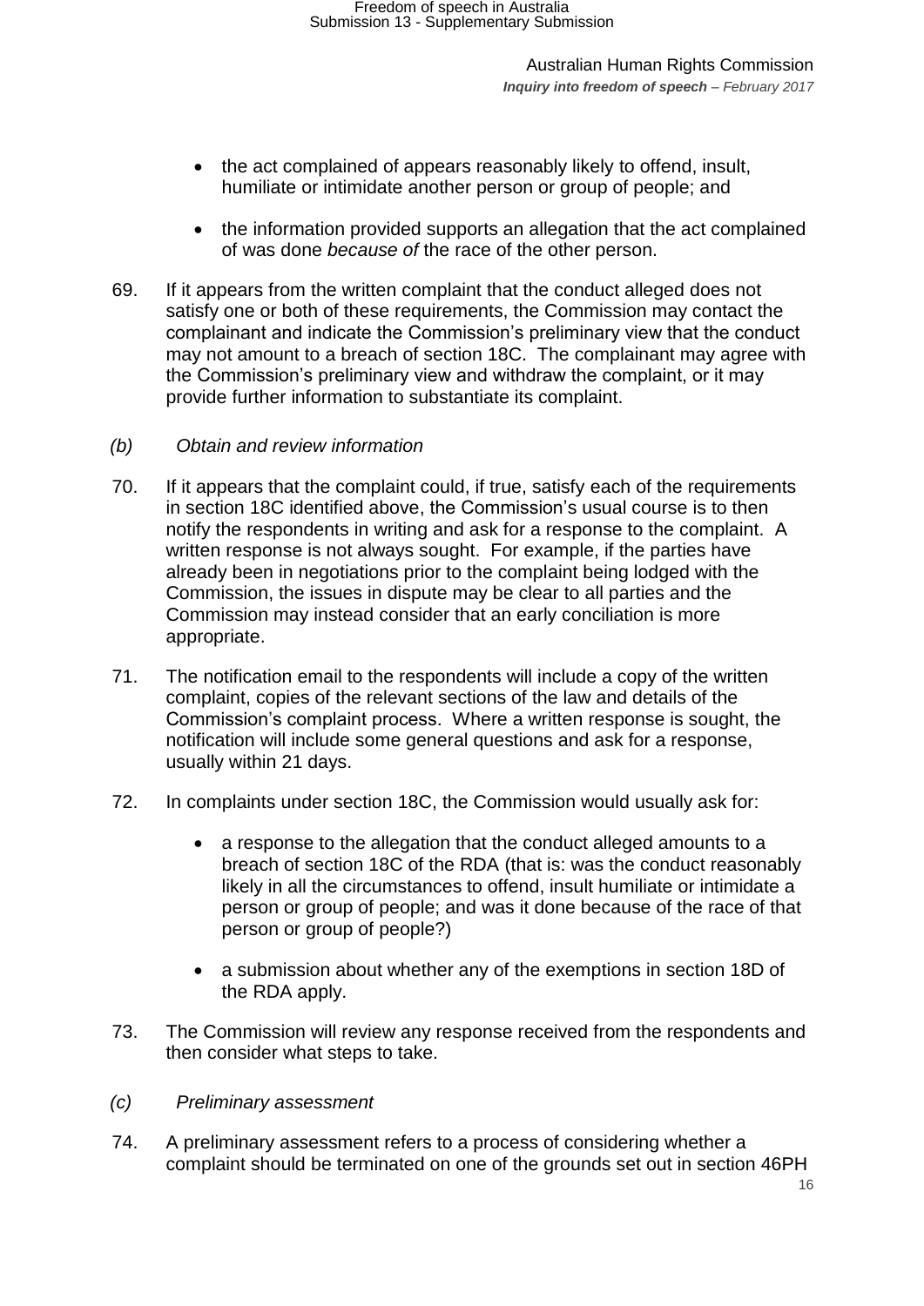- the act complained of appears reasonably likely to offend, insult, humiliate or intimidate another person or group of people; and
- the information provided supports an allegation that the act complained of was done *because of* the race of the other person.

69. If it appears from the written complaint that the conduct alleged does not satisfy one or both of these requirements, the Commission may contact the complainant and indicate the Commission's preliminary view that the conduct may not amount to a breach of section 18C. The complainant may agree with the Commission's preliminary view and withdraw the complaint, or it may provide further information to substantiate its complaint.

*(b) Obtain and review information*

70. If it appears that the complaint could, if true, satisfy each of the requirements in section 18C identified above, the Commission's usual course is to then notify the respondents in writing and ask for a response to the complaint. A written response is not always sought. For example, if the parties have already been in negotiations prior to the complaint being lodged with the Commission, the issues in dispute may be clear to all parties and the Commission may instead consider that an early conciliation is more appropriate.

71. The notification email to the respondents will include a copy of the written complaint, copies of the relevant sections of the law and details of the Commission's complaint process. Where a written response is sought, the notification will include some general questions and ask for a response, usually within 21 days.

72. In complaints under section 18C, the Commission would usually ask for:

    - a response to the allegation that the conduct alleged amounts to a breach of section 18C of the RDA (that is: was the conduct reasonably likely in all the circumstances to offend, insult humiliate or intimidate a person or group of people; and was it done because of the race of that person or group of people?)
    - a submission about whether any of the exemptions in section 18D of the RDA apply.

73. The Commission will review any response received from the respondents and then consider what steps to take.

*(c) Preliminary assessment*

74. A preliminary assessment refers to a process of considering whether a complaint should be terminated on one of the grounds set out in section 46PH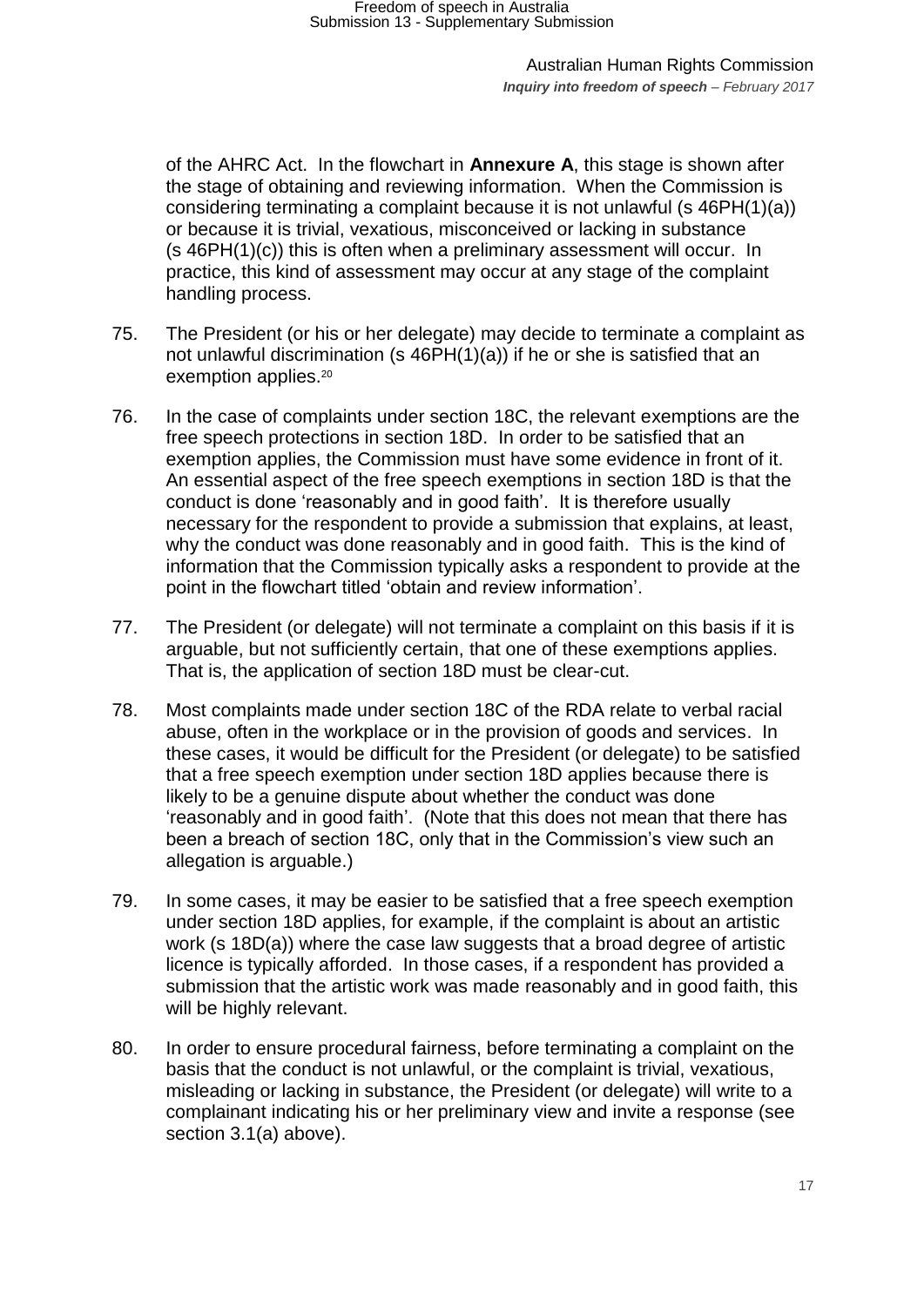of the AHRC Act. In the flowchart in **Annexure A**, this stage is shown after the stage of obtaining and reviewing information. When the Commission is considering terminating a complaint because it is not unlawful (s 46PH(1)(a)) or because it is trivial, vexatious, misconceived or lacking in substance (s 46PH(1)(c)) this is often when a preliminary assessment will occur. In practice, this kind of assessment may occur at any stage of the complaint handling process.

75. The President (or his or her delegate) may decide to terminate a complaint as not unlawful discrimination (s 46PH(1)(a)) if he or she is satisfied that an exemption applies.[20]

76. In the case of complaints under section 18C, the relevant exemptions are the free speech protections in section 18D. In order to be satisfied that an exemption applies, the Commission must have some evidence in front of it. An essential aspect of the free speech exemptions in section 18D is that the conduct is done 'reasonably and in good faith'. It is therefore usually necessary for the respondent to provide a submission that explains, at least, why the conduct was done reasonably and in good faith. This is the kind of information that the Commission typically asks a respondent to provide at the point in the flowchart titled 'obtain and review information'.

77. The President (or delegate) will not terminate a complaint on this basis if it is arguable, but not sufficiently certain, that one of these exemptions applies. That is, the application of section 18D must be clear-cut.

78. Most complaints made under section 18C of the RDA relate to verbal racial abuse, often in the workplace or in the provision of goods and services. In these cases, it would be difficult for the President (or delegate) to be satisfied that a free speech exemption under section 18D applies because there is likely to be a genuine dispute about whether the conduct was done 'reasonably and in good faith'. (Note that this does not mean that there has been a breach of section 18C, only that in the Commission's view such an allegation is arguable.)

79. In some cases, it may be easier to be satisfied that a free speech exemption under section 18D applies, for example, if the complaint is about an artistic work (s 18D(a)) where the case law suggests that a broad degree of artistic licence is typically afforded. In those cases, if a respondent has provided a submission that the artistic work was made reasonably and in good faith, this will be highly relevant.

80. In order to ensure procedural fairness, before terminating a complaint on the basis that the conduct is not unlawful, or the complaint is trivial, vexatious, misleading or lacking in substance, the President (or delegate) will write to a complainant indicating his or her preliminary view and invite a response (see section 3.1(a) above).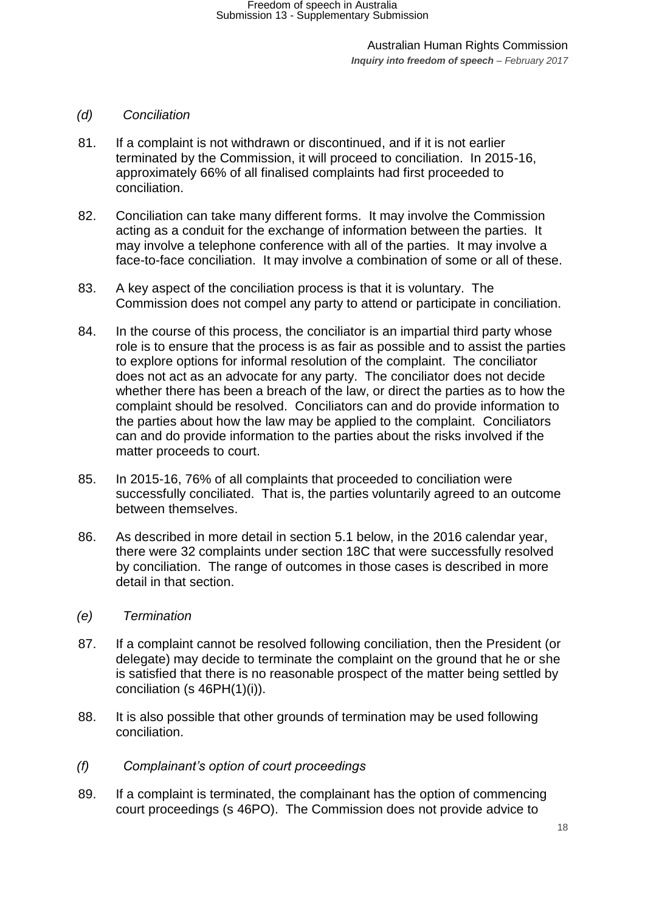*(d) Conciliation*

81. If a complaint is not withdrawn or discontinued, and if it is not earlier terminated by the Commission, it will proceed to conciliation. In 2015-16, approximately 66% of all finalised complaints had first proceeded to conciliation.

82. Conciliation can take many different forms. It may involve the Commission acting as a conduit for the exchange of information between the parties. It may involve a telephone conference with all of the parties. It may involve a face-to-face conciliation. It may involve a combination of some or all of these.

83. A key aspect of the conciliation process is that it is voluntary. The Commission does not compel any party to attend or participate in conciliation.

84. In the course of this process, the conciliator is an impartial third party whose role is to ensure that the process is as fair as possible and to assist the parties to explore options for informal resolution of the complaint. The conciliator does not act as an advocate for any party. The conciliator does not decide whether there has been a breach of the law, or direct the parties as to how the complaint should be resolved. Conciliators can and do provide information to the parties about how the law may be applied to the complaint. Conciliators can and do provide information to the parties about the risks involved if the matter proceeds to court.

85. In 2015-16, 76% of all complaints that proceeded to conciliation were successfully conciliated. That is, the parties voluntarily agreed to an outcome between themselves.

86. As described in more detail in section 5.1 below, in the 2016 calendar year, there were 32 complaints under section 18C that were successfully resolved by conciliation. The range of outcomes in those cases is described in more detail in that section.

*(e) Termination*

87. If a complaint cannot be resolved following conciliation, then the President (or delegate) may decide to terminate the complaint on the ground that he or she is satisfied that there is no reasonable prospect of the matter being settled by conciliation (s 46PH(1)(i)).

88. It is also possible that other grounds of termination may be used following conciliation.

*(f) Complainant's option of court proceedings*

89. If a complaint is terminated, the complainant has the option of commencing court proceedings (s 46PO). The Commission does not provide advice to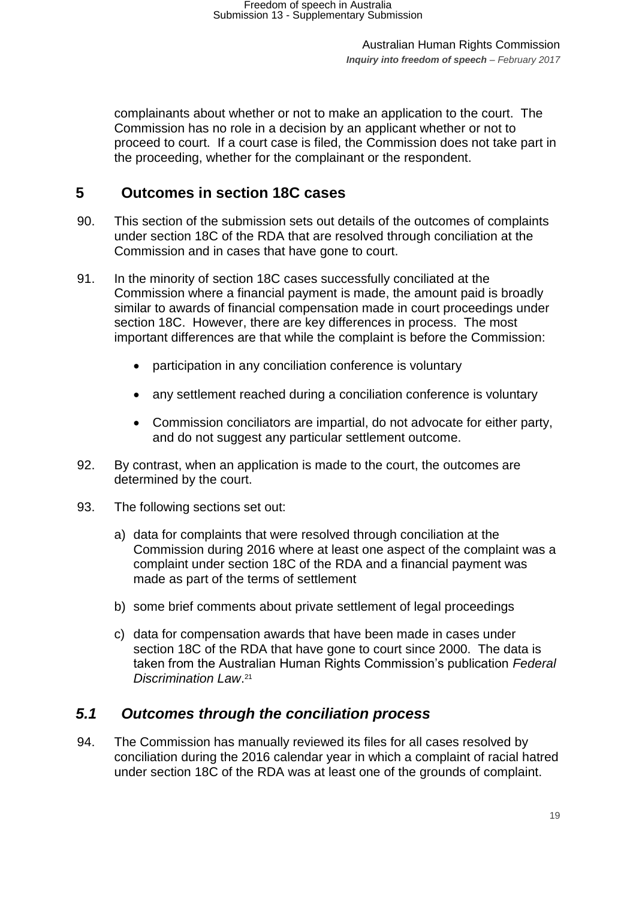complainants about whether or not to make an application to the court. The Commission has no role in a decision by an applicant whether or not to proceed to court. If a court case is filed, the Commission does not take part in the proceeding, whether for the complainant or the respondent.

## 5 Outcomes in section 18C cases

90. This section of the submission sets out details of the outcomes of complaints under section 18C of the RDA that are resolved through conciliation at the Commission and in cases that have gone to court.

91. In the minority of section 18C cases successfully conciliated at the Commission where a financial payment is made, the amount paid is broadly similar to awards of financial compensation made in court proceedings under section 18C. However, there are key differences in process. The most important differences are that while the complaint is before the Commission:

- participation in any conciliation conference is voluntary
- any settlement reached during a conciliation conference is voluntary
- Commission conciliators are impartial, do not advocate for either party, and do not suggest any particular settlement outcome.

92. By contrast, when an application is made to the court, the outcomes are determined by the court.

93. The following sections set out:

a) data for complaints that were resolved through conciliation at the Commission during 2016 where at least one aspect of the complaint was a complaint under section 18C of the RDA and a financial payment was made as part of the terms of settlement

b) some brief comments about private settlement of legal proceedings

c) data for compensation awards that have been made in cases under section 18C of the RDA that have gone to court since 2000. The data is taken from the Australian Human Rights Commission's publication *Federal Discrimination Law*.[21]

### *5.1 Outcomes through the conciliation process*

94. The Commission has manually reviewed its files for all cases resolved by conciliation during the 2016 calendar year in which a complaint of racial hatred under section 18C of the RDA was at least one of the grounds of complaint.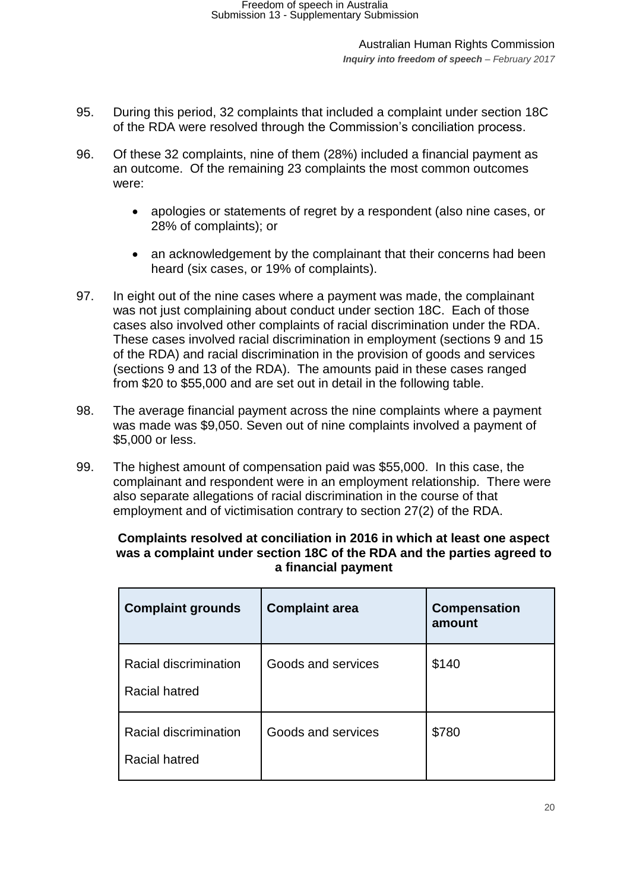95. During this period, 32 complaints that included a complaint under section 18C of the RDA were resolved through the Commission's conciliation process.

96. Of these 32 complaints, nine of them (28%) included a financial payment as an outcome. Of the remaining 23 complaints the most common outcomes were:

   - apologies or statements of regret by a respondent (also nine cases, or 28% of complaints); or

   - an acknowledgement by the complainant that their concerns had been heard (six cases, or 19% of complaints).

97. In eight out of the nine cases where a payment was made, the complainant was not just complaining about conduct under section 18C. Each of those cases also involved other complaints of racial discrimination under the RDA. These cases involved racial discrimination in employment (sections 9 and 15 of the RDA) and racial discrimination in the provision of goods and services (sections 9 and 13 of the RDA). The amounts paid in these cases ranged from $20 to $55,000 and are set out in detail in the following table.

98. The average financial payment across the nine complaints where a payment was made was $9,050. Seven out of nine complaints involved a payment of $5,000 or less.

99. The highest amount of compensation paid was $55,000. In this case, the complainant and respondent were in an employment relationship. There were also separate allegations of racial discrimination in the course of that employment and of victimisation contrary to section 27(2) of the RDA.

**Complaints resolved at conciliation in 2016 in which at least one aspect was a complaint under section 18C of the RDA and the parties agreed to a financial payment**

| Complaint grounds | Complaint area | Compensation amount |
|---|---|---|
| Racial discrimination<br>Racial hatred | Goods and services | $140 |
| Racial discrimination<br>Racial hatred | Goods and services | $780 |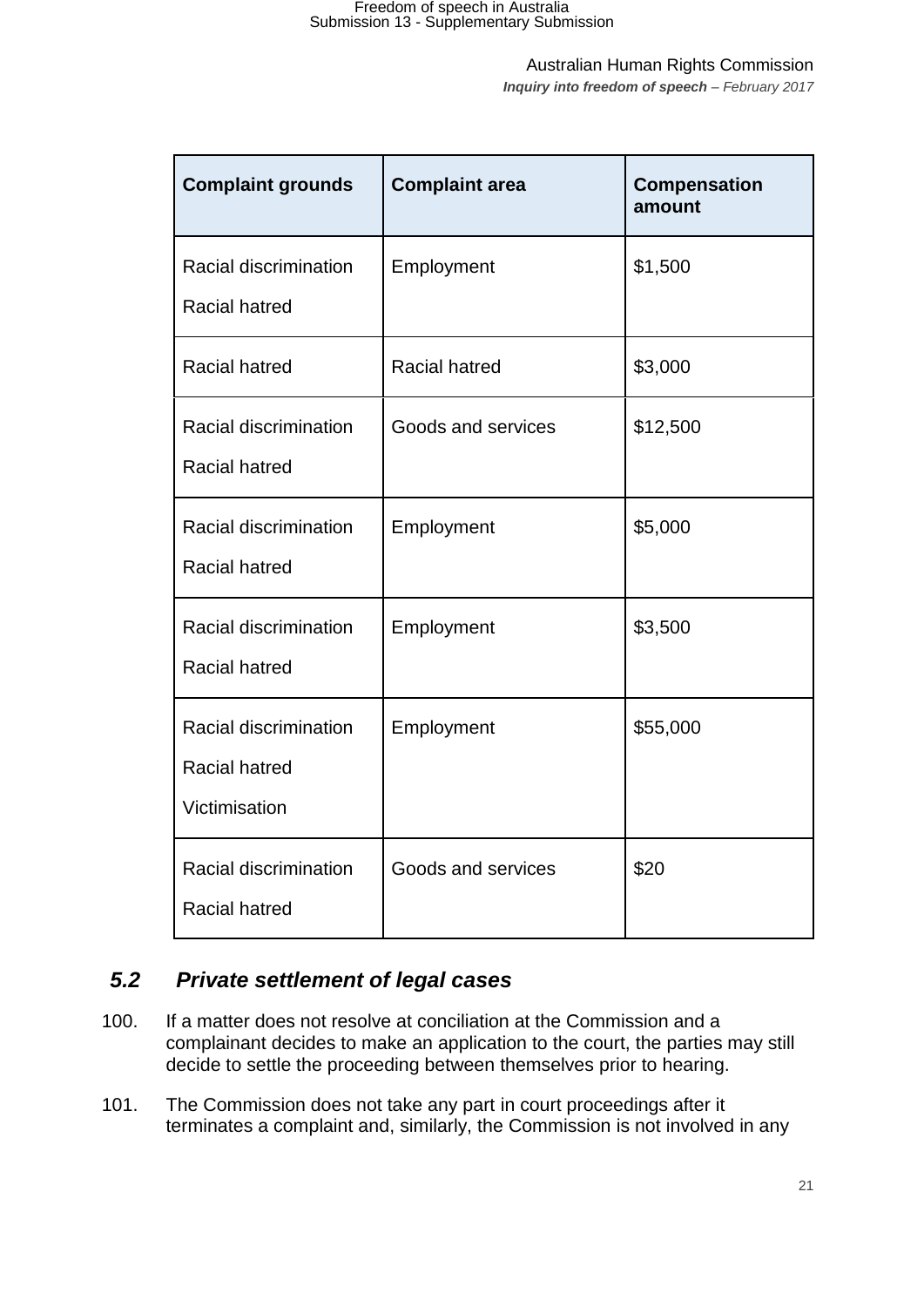| Complaint grounds | Complaint area | Compensation amount |
|---|---|---|
| Racial discrimination<br>Racial hatred | Employment | $1,500 |
| Racial hatred | Racial hatred | $3,000 |
| Racial discrimination<br>Racial hatred | Goods and services | $12,500 |
| Racial discrimination<br>Racial hatred | Employment | $5,000 |
| Racial discrimination<br>Racial hatred | Employment | $3,500 |
| Racial discrimination<br>Racial hatred<br>Victimisation | Employment | $55,000 |
| Racial discrimination<br>Racial hatred | Goods and services | $20 |

### *5.2 Private settlement of legal cases*

100. If a matter does not resolve at conciliation at the Commission and a complainant decides to make an application to the court, the parties may still decide to settle the proceeding between themselves prior to hearing.

101. The Commission does not take any part in court proceedings after it terminates a complaint and, similarly, the Commission is not involved in any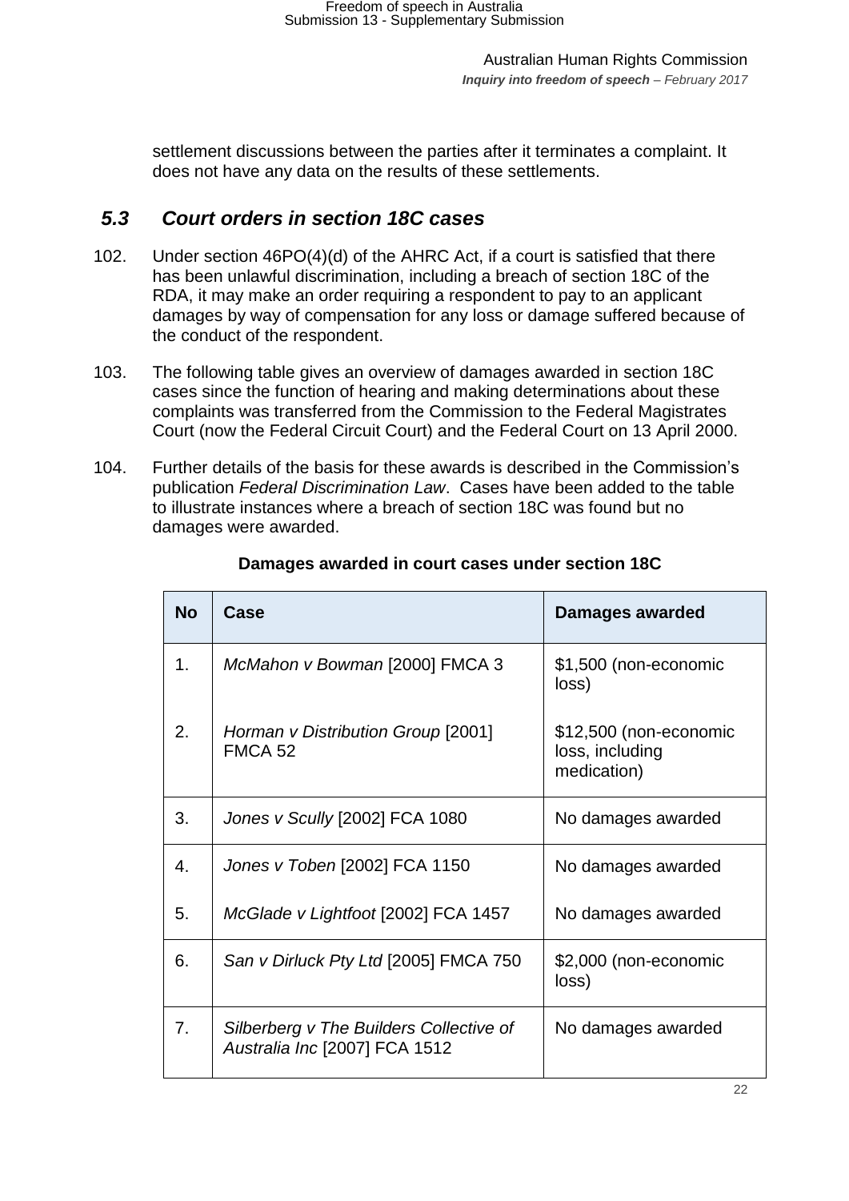settlement discussions between the parties after it terminates a complaint. It does not have any data on the results of these settlements.

## 5.3 Court orders in section 18C cases

102. Under section 46PO(4)(d) of the AHRC Act, if a court is satisfied that there has been unlawful discrimination, including a breach of section 18C of the RDA, it may make an order requiring a respondent to pay to an applicant damages by way of compensation for any loss or damage suffered because of the conduct of the respondent.

103. The following table gives an overview of damages awarded in section 18C cases since the function of hearing and making determinations about these complaints was transferred from the Commission to the Federal Magistrates Court (now the Federal Circuit Court) and the Federal Court on 13 April 2000.

104. Further details of the basis for these awards is described in the Commission's publication *Federal Discrimination Law*. Cases have been added to the table to illustrate instances where a breach of section 18C was found but no damages were awarded.

**Damages awarded in court cases under section 18C**

| No | Case | Damages awarded |
|---|---|---|
| 1. | *McMahon v Bowman* [2000] FMCA 3 | $1,500 (non-economic loss) |
| 2. | *Horman v Distribution Group* [2001] FMCA 52 | $12,500 (non-economic loss, including medication) |
| 3. | *Jones v Scully* [2002] FCA 1080 | No damages awarded |
| 4. | *Jones v Toben* [2002] FCA 1150 | No damages awarded |
| 5. | *McGlade v Lightfoot* [2002] FCA 1457 | No damages awarded |
| 6. | *San v Dirluck Pty Ltd* [2005] FMCA 750 | $2,000 (non-economic loss) |
| 7. | *Silberberg v The Builders Collective of Australia Inc* [2007] FCA 1512 | No damages awarded |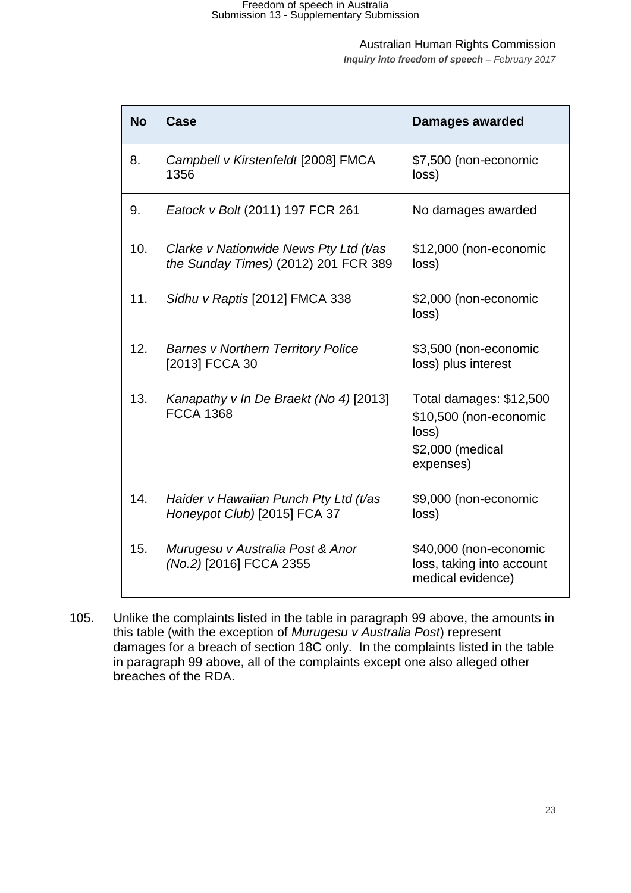| No | Case | Damages awarded |
|---|---|---|
| 8. | *Campbell v Kirstenfeldt* [2008] FMCA 1356 | $7,500 (non-economic loss) |
| 9. | *Eatock v Bolt* (2011) 197 FCR 261 | No damages awarded |
| 10. | *Clarke v Nationwide News Pty Ltd (t/as the Sunday Times)* (2012) 201 FCR 389 | $12,000 (non-economic loss) |
| 11. | *Sidhu v Raptis* [2012] FMCA 338 | $2,000 (non-economic loss) |
| 12. | *Barnes v Northern Territory Police* [2013] FCCA 30 | $3,500 (non-economic loss) plus interest |
| 13. | *Kanapathy v In De Braekt (No 4)* [2013] FCCA 1368 | Total damages: $12,500<br>$10,500 (non-economic loss)<br>$2,000 (medical expenses) |
| 14. | *Haider v Hawaiian Punch Pty Ltd (t/as Honeypot Club)* [2015] FCA 37 | $9,000 (non-economic loss) |
| 15. | *Murugesu v Australia Post & Anor (No.2)* [2016] FCCA 2355 | $40,000 (non-economic loss, taking into account medical evidence) |

105. Unlike the complaints listed in the table in paragraph 99 above, the amounts in this table (with the exception of *Murugesu v Australia Post*) represent damages for a breach of section 18C only. In the complaints listed in the table in paragraph 99 above, all of the complaints except one also alleged other breaches of the RDA.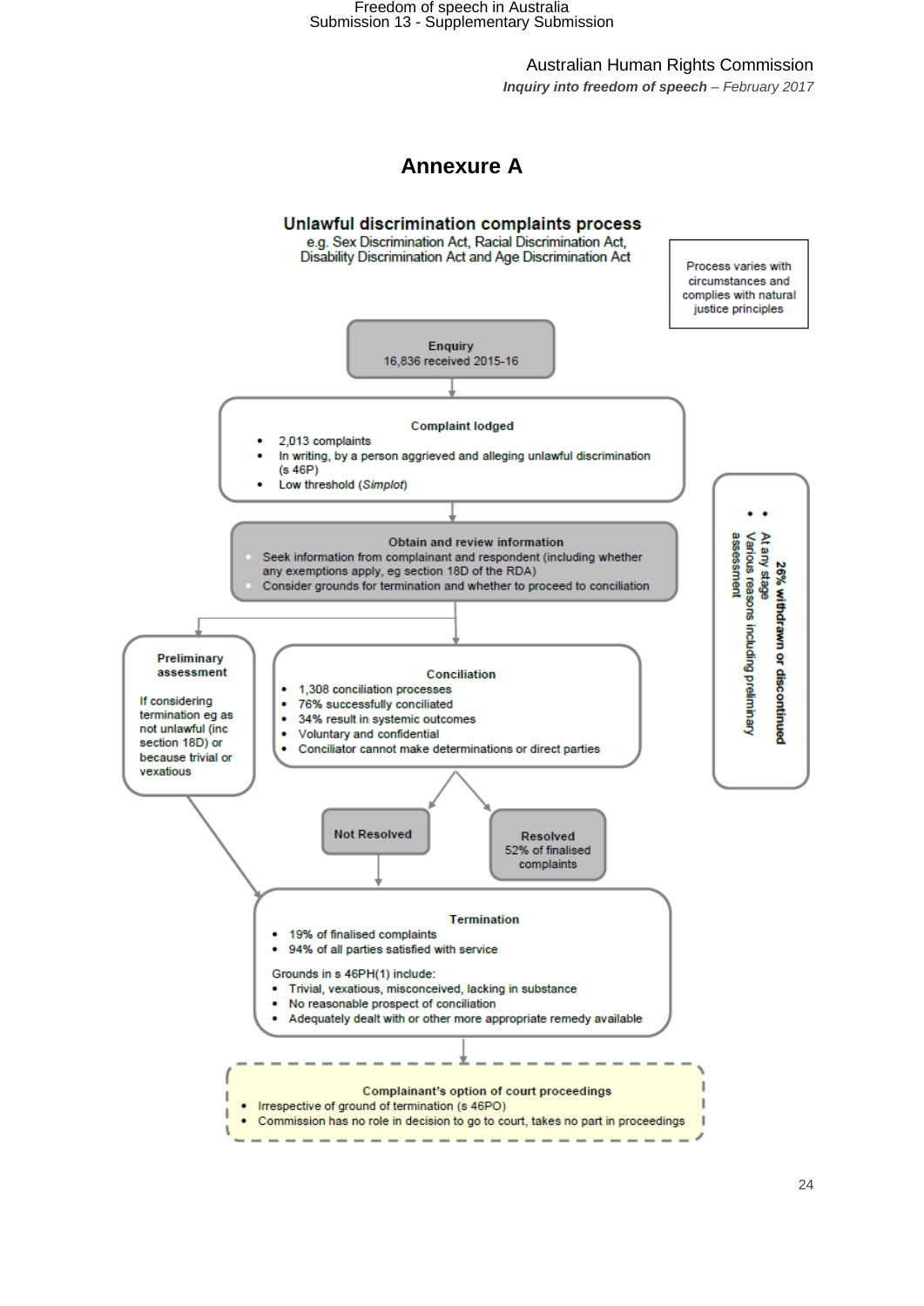# Annexure A

## Unlawful discrimination complaints process

e.g. Sex Discrimination Act, Racial Discrimination Act, Disability Discrimination Act and Age Discrimination Act

Process varies with circumstances and complies with natural justice principles

**Enquiry**
16,836 received 2015-16

**Complaint lodged**

- 2,013 complaints
- In writing, by a person aggrieved and alleging unlawful discrimination (s 46P)
- Low threshold (*Simplot*)

**Obtain and review information**

- Seek information from complainant and respondent (including whether any exemptions apply, eg section 18D of the RDA)
- Consider grounds for termination and whether to proceed to conciliation

**Preliminary assessment**

If considering termination eg as not unlawful (inc section 18D) or because trivial or vexatious

**Conciliation**

- 1,308 conciliation processes
- 76% successfully conciliated
- 34% result in systemic outcomes
- Voluntary and confidential
- Conciliator cannot make determinations or direct parties

**26% withdrawn or discontinued**

- At any stage
- Various reasons including preliminary assessment

**Not Resolved**

**Resolved**
52% of finalised complaints

**Termination**

- 19% of finalised complaints
- 94% of all parties satisfied with service

Grounds in s 46PH(1) include:

- Trivial, vexatious, misconceived, lacking in substance
- No reasonable prospect of conciliation
- Adequately dealt with or other more appropriate remedy available

**Complainant's option of court proceedings**

- Irrespective of ground of termination (s 46PO)
- Commission has no role in decision to go to court, takes no part in proceedings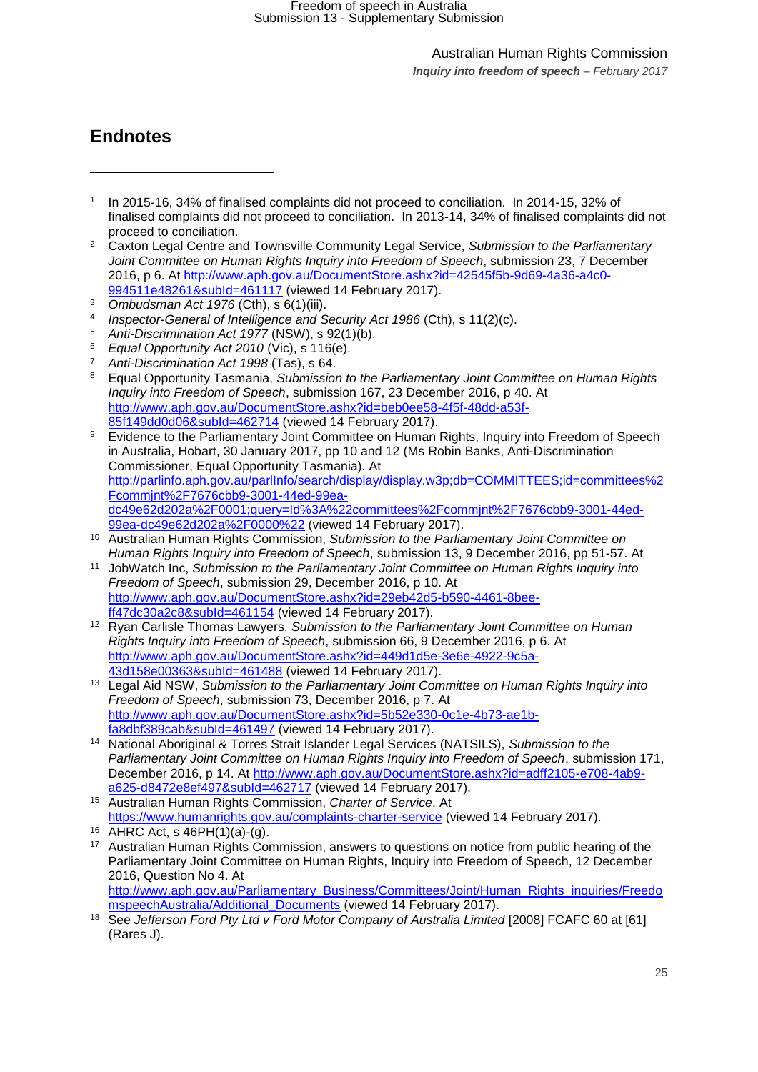## Endnotes

1. In 2015-16, 34% of finalised complaints did not proceed to conciliation. In 2014-15, 32% of finalised complaints did not proceed to conciliation. In 2013-14, 34% of finalised complaints did not proceed to conciliation.
2. Caxton Legal Centre and Townsville Community Legal Service, *Submission to the Parliamentary Joint Committee on Human Rights Inquiry into Freedom of Speech*, submission 23, 7 December 2016, p 6. At http://www.aph.gov.au/DocumentStore.ashx?id=42545f5b-9d69-4a36-a4c0-994511e48261&subId=461117 (viewed 14 February 2017).
3. *Ombudsman Act 1976* (Cth), s 6(1)(iii).
4. *Inspector-General of Intelligence and Security Act 1986* (Cth), s 11(2)(c).
5. *Anti-Discrimination Act 1977* (NSW), s 92(1)(b).
6. *Equal Opportunity Act 2010* (Vic), s 116(e).
7. *Anti-Discrimination Act 1998* (Tas), s 64.
8. Equal Opportunity Tasmania, *Submission to the Parliamentary Joint Committee on Human Rights Inquiry into Freedom of Speech*, submission 167, 23 December 2016, p 40. At http://www.aph.gov.au/DocumentStore.ashx?id=beb0ee58-4f5f-48dd-a53f-85f149dd0d06&subId=462714 (viewed 14 February 2017).
9. Evidence to the Parliamentary Joint Committee on Human Rights, Inquiry into Freedom of Speech in Australia, Hobart, 30 January 2017, pp 10 and 12 (Ms Robin Banks, Anti-Discrimination Commissioner, Equal Opportunity Tasmania). At http://parlinfo.aph.gov.au/parlInfo/search/display/display.w3p;db=COMMITTEES;id=committees%2Fcommjnt%2F7676cbb9-3001-44ed-99ea-dc49e62d202a%2F0001;query=Id%3A%22committees%2Fcommjnt%2F7676cbb9-3001-44ed-99ea-dc49e62d202a%2F0000%22 (viewed 14 February 2017).
10. Australian Human Rights Commission, *Submission to the Parliamentary Joint Committee on Human Rights Inquiry into Freedom of Speech*, submission 13, 9 December 2016, pp 51-57. At
11. JobWatch Inc, *Submission to the Parliamentary Joint Committee on Human Rights Inquiry into Freedom of Speech*, submission 29, December 2016, p 10. At http://www.aph.gov.au/DocumentStore.ashx?id=29eb42d5-b590-4461-8bee-ff47dc30a2c8&subId=461154 (viewed 14 February 2017).
12. Ryan Carlisle Thomas Lawyers, *Submission to the Parliamentary Joint Committee on Human Rights Inquiry into Freedom of Speech*, submission 66, 9 December 2016, p 6. At http://www.aph.gov.au/DocumentStore.ashx?id=449d1d5e-3e6e-4922-9c5a-43d158e00363&subId=461488 (viewed 14 February 2017).
13. Legal Aid NSW, *Submission to the Parliamentary Joint Committee on Human Rights Inquiry into Freedom of Speech*, submission 73, December 2016, p 7. At http://www.aph.gov.au/DocumentStore.ashx?id=5b52e330-0c1e-4b73-ae1b-fa8dbf389cab&subId=461497 (viewed 14 February 2017).
14. National Aboriginal & Torres Strait Islander Legal Services (NATSILS), *Submission to the Parliamentary Joint Committee on Human Rights Inquiry into Freedom of Speech*, submission 171, December 2016, p 14. At http://www.aph.gov.au/DocumentStore.ashx?id=adff2105-e708-4ab9-a625-d8472e8ef497&subId=462717 (viewed 14 February 2017).
15. Australian Human Rights Commission, *Charter of Service*. At https://www.humanrights.gov.au/complaints-charter-service (viewed 14 February 2017).
16. AHRC Act, s 46PH(1)(a)-(g).
17. Australian Human Rights Commission, answers to questions on notice from public hearing of the Parliamentary Joint Committee on Human Rights, Inquiry into Freedom of Speech, 12 December 2016, Question No 4. At http://www.aph.gov.au/Parliamentary_Business/Committees/Joint/Human_Rights_inquiries/FreedomspeechAustralia/Additional_Documents (viewed 14 February 2017).
18. See *Jefferson Ford Pty Ltd v Ford Motor Company of Australia Limited* [2008] FCAFC 60 at [61] (Rares J).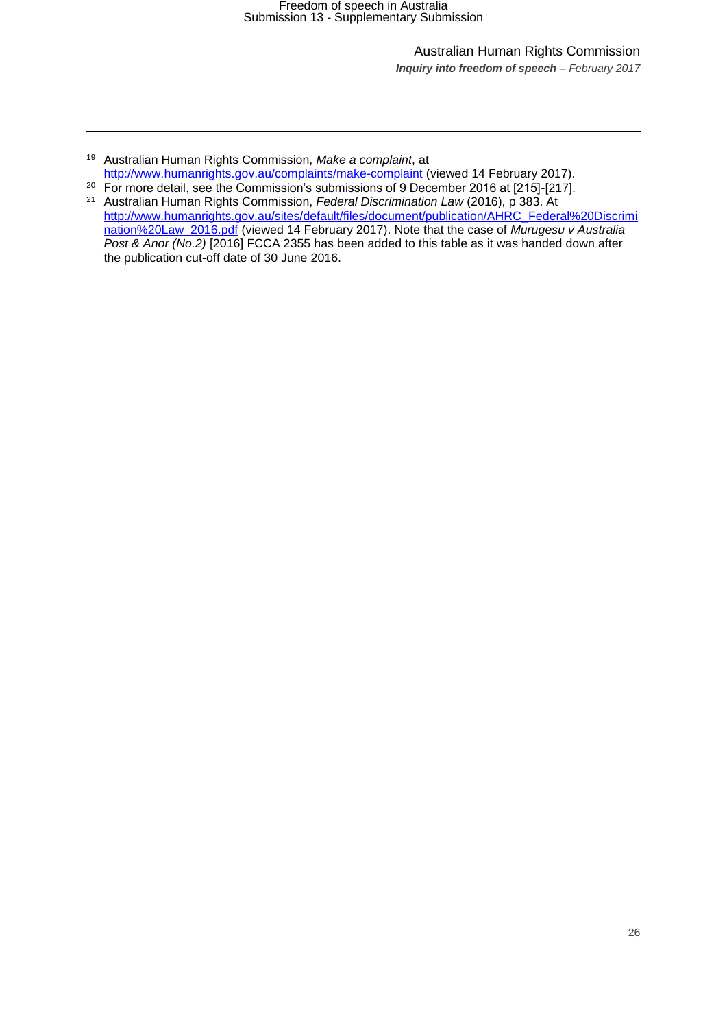[19] Australian Human Rights Commission, *Make a complaint*, at http://www.humanrights.gov.au/complaints/make-complaint (viewed 14 February 2017).

[20] For more detail, see the Commission's submissions of 9 December 2016 at [215]-[217].

[21] Australian Human Rights Commission, *Federal Discrimination Law* (2016), p 383. At http://www.humanrights.gov.au/sites/default/files/document/publication/AHRC_Federal%20Discrimination%20Law_2016.pdf (viewed 14 February 2017). Note that the case of *Murugesu v Australia Post & Anor (No.2)* [2016] FCCA 2355 has been added to this table as it was handed down after the publication cut-off date of 30 June 2016.